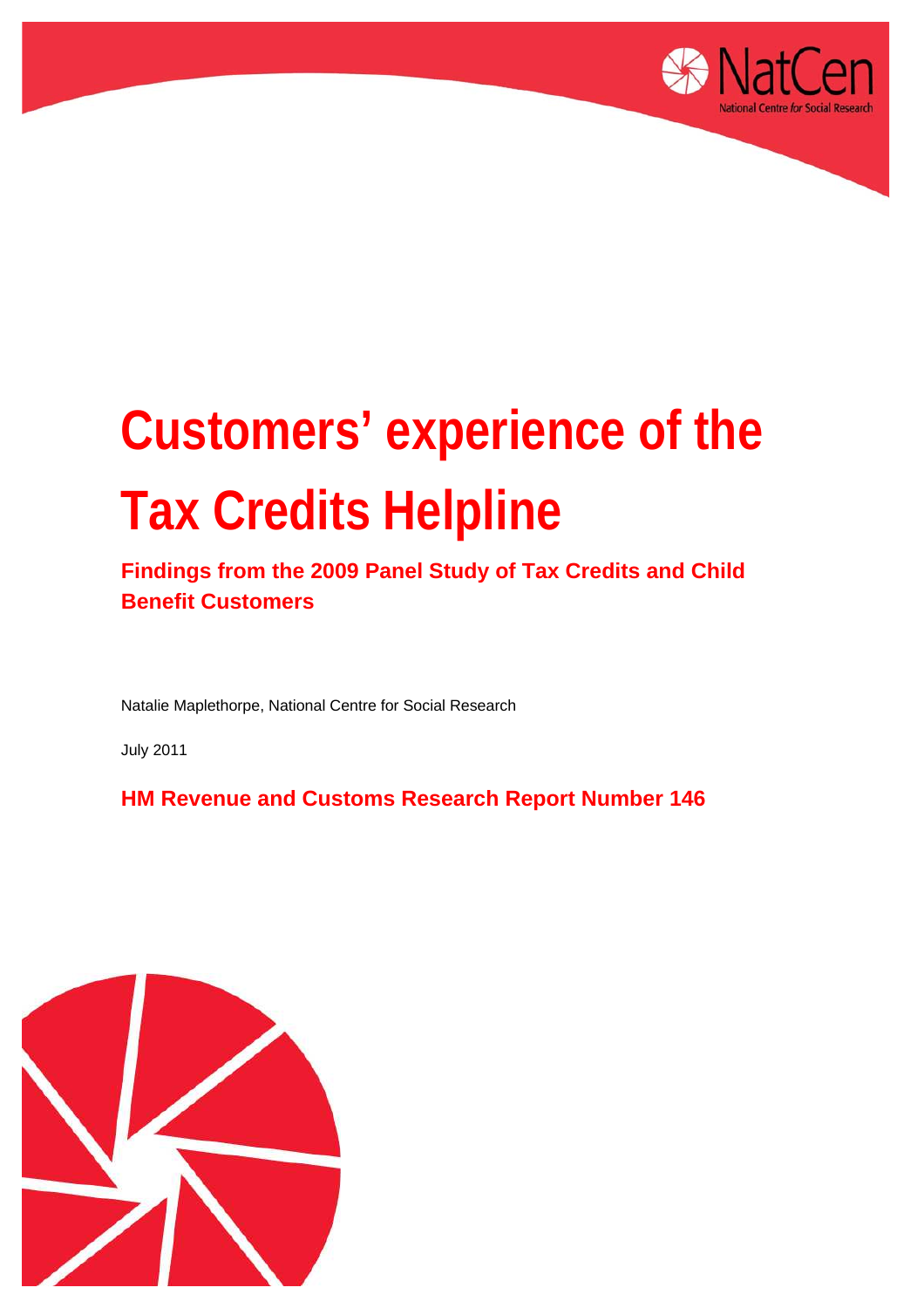# Customers' experience of the Tax Credits Helpline

## Findings from the 2009 Panel Study of Tax Credits and Child Benefit Customers

Natalie Maplethorpe, National Centre for Social Research

July 2011

**HM Revenue and Customs Research Report Number 146**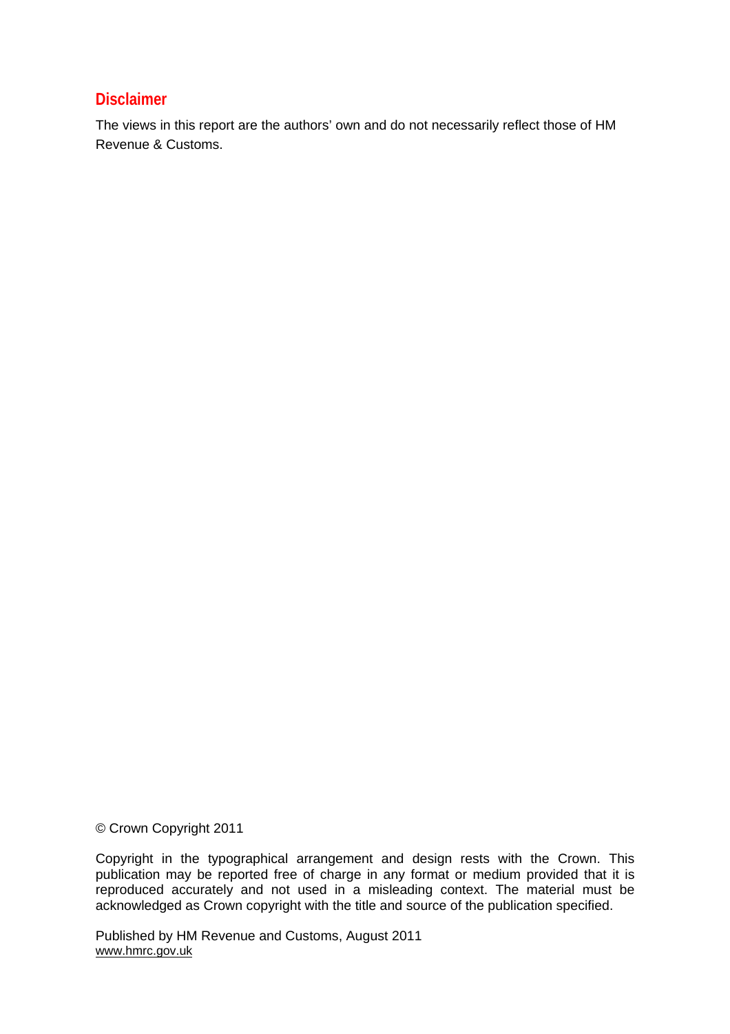## Disclaimer

The views in this report are the authors' own and do not necessarily reflect those of HM Revenue & Customs.

© Crown Copyright 2011

Copyright in the typographical arrangement and design rests with the Crown. This publication may be reported free of charge in any format or medium provided that it is reproduced accurately and not used in a misleading context. The material must be acknowledged as Crown copyright with the title and source of the publication specified.

Published by HM Revenue and Customs, August 2011
www.hmrc.gov.uk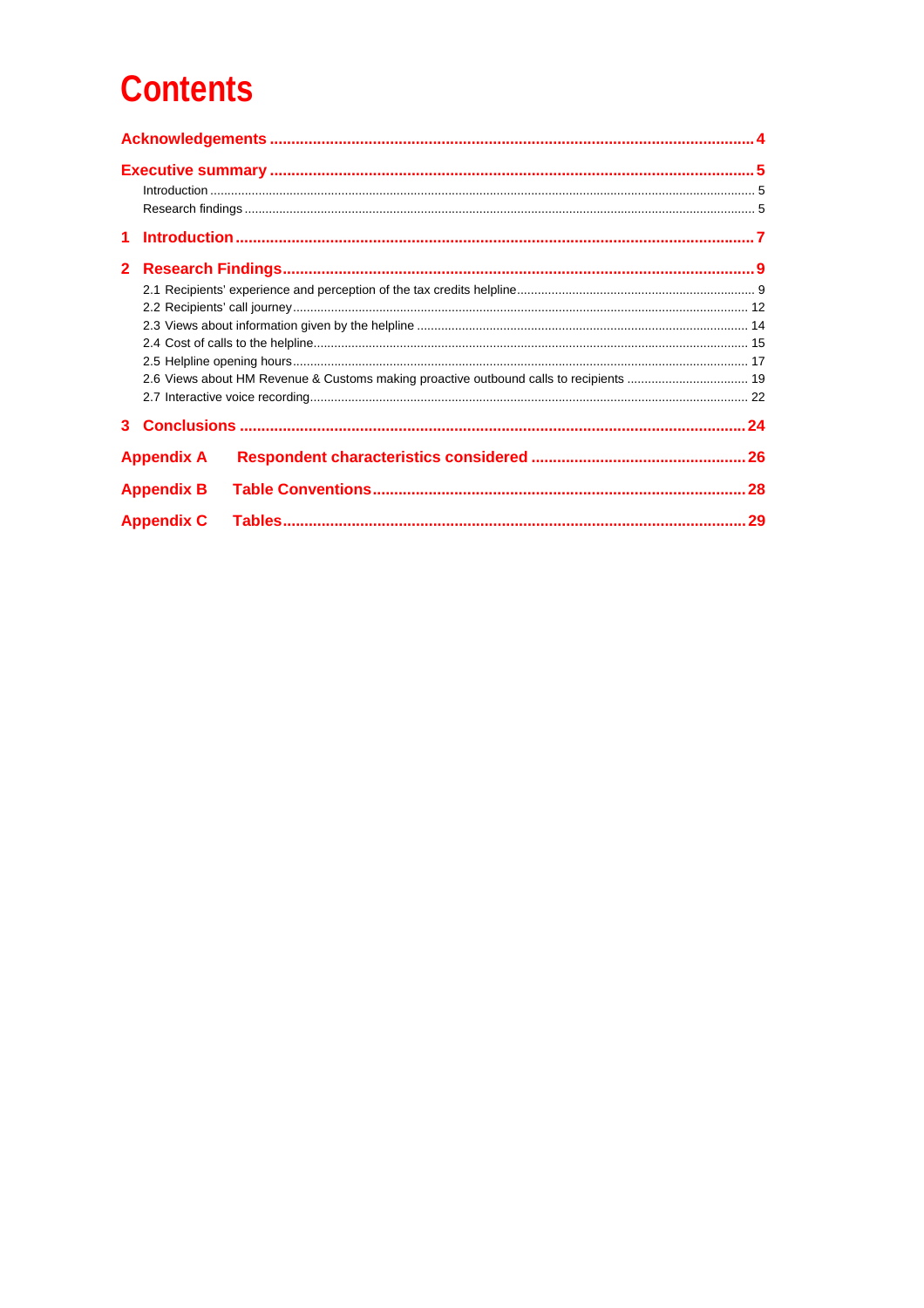# Contents

**Acknowledgements** .......... 4

**Executive summary** .......... 5

- Introduction .......... 5
- Research findings .......... 5

**1 Introduction** .......... 7

**2 Research Findings** .......... 9

- 2.1 Recipients' experience and perception of the tax credits helpline .......... 9
- 2.2 Recipients' call journey .......... 12
- 2.3 Views about information given by the helpline .......... 14
- 2.4 Cost of calls to the helpline .......... 15
- 2.5 Helpline opening hours .......... 17
- 2.6 Views about HM Revenue & Customs making proactive outbound calls to recipients .......... 19
- 2.7 Interactive voice recording .......... 22

**3 Conclusions** .......... 24

**Appendix A Respondent characteristics considered** .......... 26

**Appendix B Table Conventions** .......... 28

**Appendix C Tables** .......... 29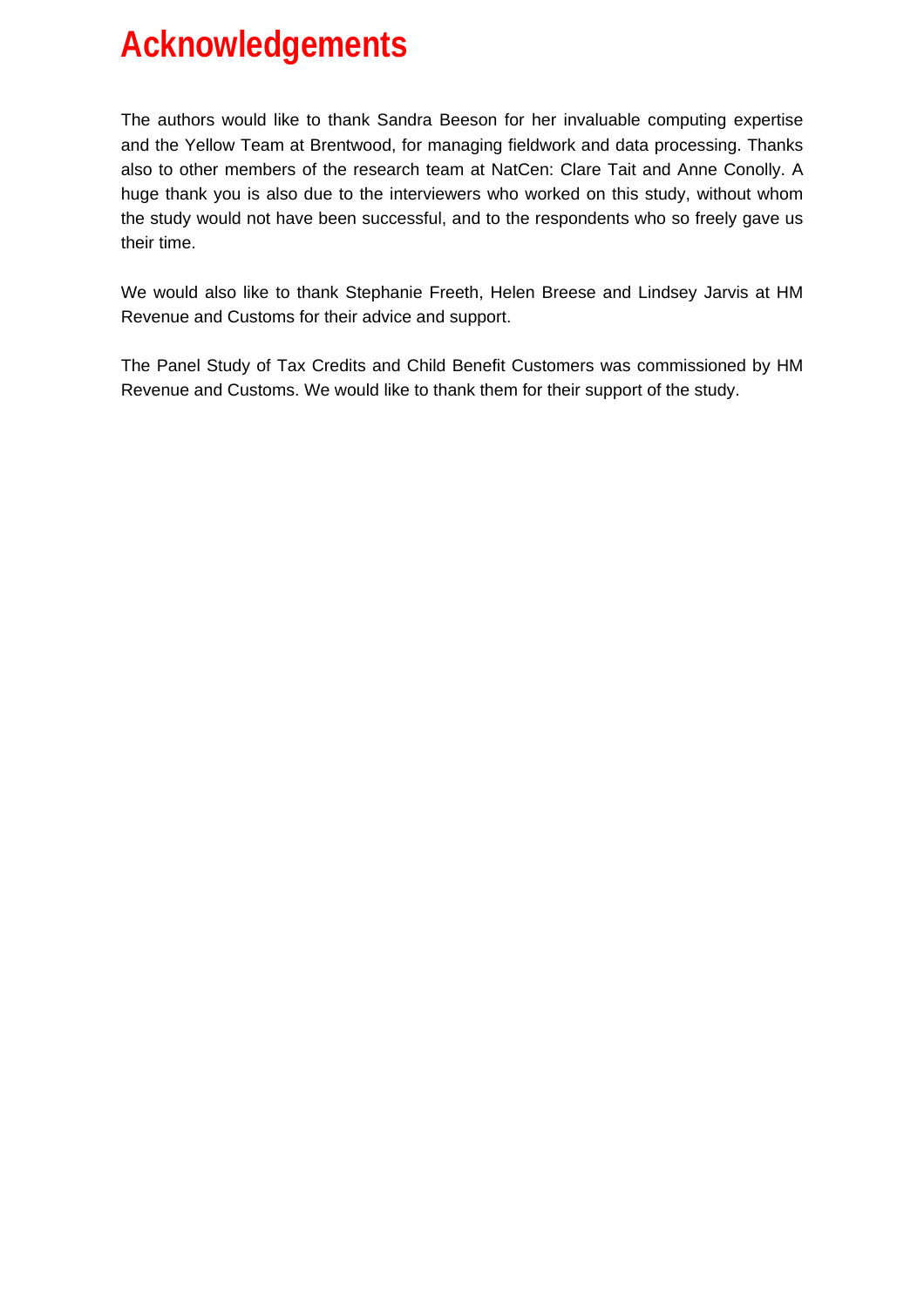# Acknowledgements

The authors would like to thank Sandra Beeson for her invaluable computing expertise and the Yellow Team at Brentwood, for managing fieldwork and data processing. Thanks also to other members of the research team at NatCen: Clare Tait and Anne Conolly. A huge thank you is also due to the interviewers who worked on this study, without whom the study would not have been successful, and to the respondents who so freely gave us their time.

We would also like to thank Stephanie Freeth, Helen Breese and Lindsey Jarvis at HM Revenue and Customs for their advice and support.

The Panel Study of Tax Credits and Child Benefit Customers was commissioned by HM Revenue and Customs. We would like to thank them for their support of the study.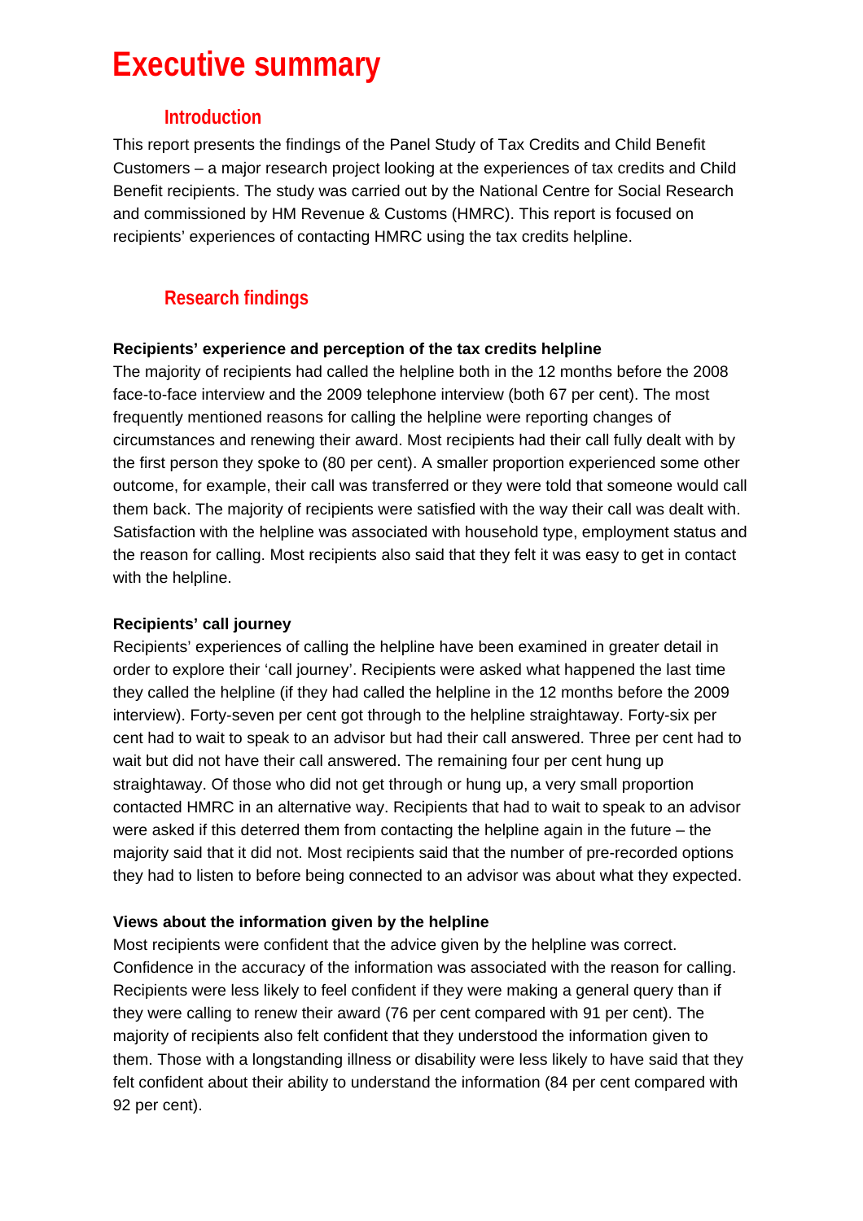# Executive summary

## Introduction

This report presents the findings of the Panel Study of Tax Credits and Child Benefit Customers – a major research project looking at the experiences of tax credits and Child Benefit recipients. The study was carried out by the National Centre for Social Research and commissioned by HM Revenue & Customs (HMRC). This report is focused on recipients' experiences of contacting HMRC using the tax credits helpline.

## Research findings

**Recipients' experience and perception of the tax credits helpline**

The majority of recipients had called the helpline both in the 12 months before the 2008 face-to-face interview and the 2009 telephone interview (both 67 per cent). The most frequently mentioned reasons for calling the helpline were reporting changes of circumstances and renewing their award. Most recipients had their call fully dealt with by the first person they spoke to (80 per cent). A smaller proportion experienced some other outcome, for example, their call was transferred or they were told that someone would call them back. The majority of recipients were satisfied with the way their call was dealt with. Satisfaction with the helpline was associated with household type, employment status and the reason for calling. Most recipients also said that they felt it was easy to get in contact with the helpline.

**Recipients' call journey**

Recipients' experiences of calling the helpline have been examined in greater detail in order to explore their 'call journey'. Recipients were asked what happened the last time they called the helpline (if they had called the helpline in the 12 months before the 2009 interview). Forty-seven per cent got through to the helpline straightaway. Forty-six per cent had to wait to speak to an advisor but had their call answered. Three per cent had to wait but did not have their call answered. The remaining four per cent hung up straightaway. Of those who did not get through or hung up, a very small proportion contacted HMRC in an alternative way. Recipients that had to wait to speak to an advisor were asked if this deterred them from contacting the helpline again in the future – the majority said that it did not. Most recipients said that the number of pre-recorded options they had to listen to before being connected to an advisor was about what they expected.

**Views about the information given by the helpline**

Most recipients were confident that the advice given by the helpline was correct. Confidence in the accuracy of the information was associated with the reason for calling. Recipients were less likely to feel confident if they were making a general query than if they were calling to renew their award (76 per cent compared with 91 per cent). The majority of recipients also felt confident that they understood the information given to them. Those with a longstanding illness or disability were less likely to have said that they felt confident about their ability to understand the information (84 per cent compared with 92 per cent).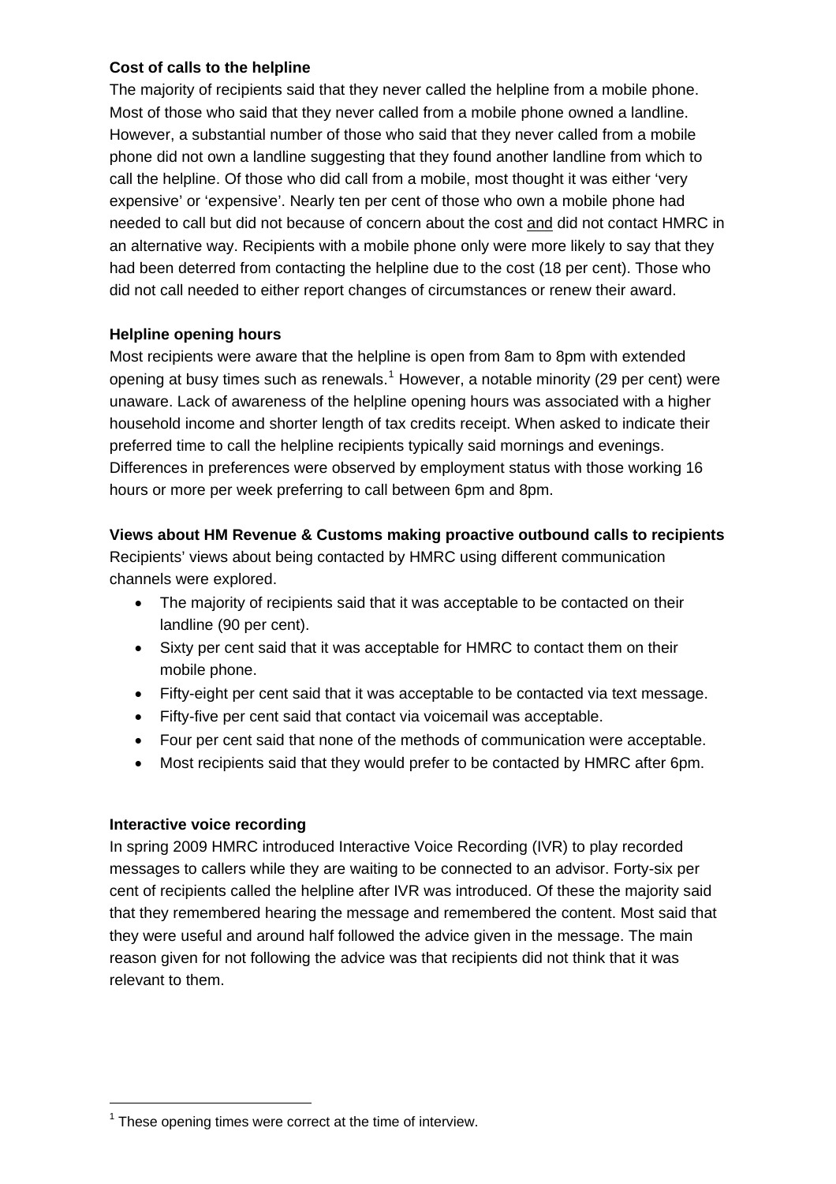**Cost of calls to the helpline**

The majority of recipients said that they never called the helpline from a mobile phone. Most of those who said that they never called from a mobile phone owned a landline. However, a substantial number of those who said that they never called from a mobile phone did not own a landline suggesting that they found another landline from which to call the helpline. Of those who did call from a mobile, most thought it was either 'very expensive' or 'expensive'. Nearly ten per cent of those who own a mobile phone had needed to call but did not because of concern about the cost and did not contact HMRC in an alternative way. Recipients with a mobile phone only were more likely to say that they had been deterred from contacting the helpline due to the cost (18 per cent). Those who did not call needed to either report changes of circumstances or renew their award.

**Helpline opening hours**

Most recipients were aware that the helpline is open from 8am to 8pm with extended opening at busy times such as renewals.[1] However, a notable minority (29 per cent) were unaware. Lack of awareness of the helpline opening hours was associated with a higher household income and shorter length of tax credits receipt. When asked to indicate their preferred time to call the helpline recipients typically said mornings and evenings. Differences in preferences were observed by employment status with those working 16 hours or more per week preferring to call between 6pm and 8pm.

**Views about HM Revenue & Customs making proactive outbound calls to recipients**

Recipients' views about being contacted by HMRC using different communication channels were explored.

- The majority of recipients said that it was acceptable to be contacted on their landline (90 per cent).
- Sixty per cent said that it was acceptable for HMRC to contact them on their mobile phone.
- Fifty-eight per cent said that it was acceptable to be contacted via text message.
- Fifty-five per cent said that contact via voicemail was acceptable.
- Four per cent said that none of the methods of communication were acceptable.
- Most recipients said that they would prefer to be contacted by HMRC after 6pm.

**Interactive voice recording**

In spring 2009 HMRC introduced Interactive Voice Recording (IVR) to play recorded messages to callers while they are waiting to be connected to an advisor. Forty-six per cent of recipients called the helpline after IVR was introduced. Of these the majority said that they remembered hearing the message and remembered the content. Most said that they were useful and around half followed the advice given in the message. The main reason given for not following the advice was that recipients did not think that it was relevant to them.

[1] These opening times were correct at the time of interview.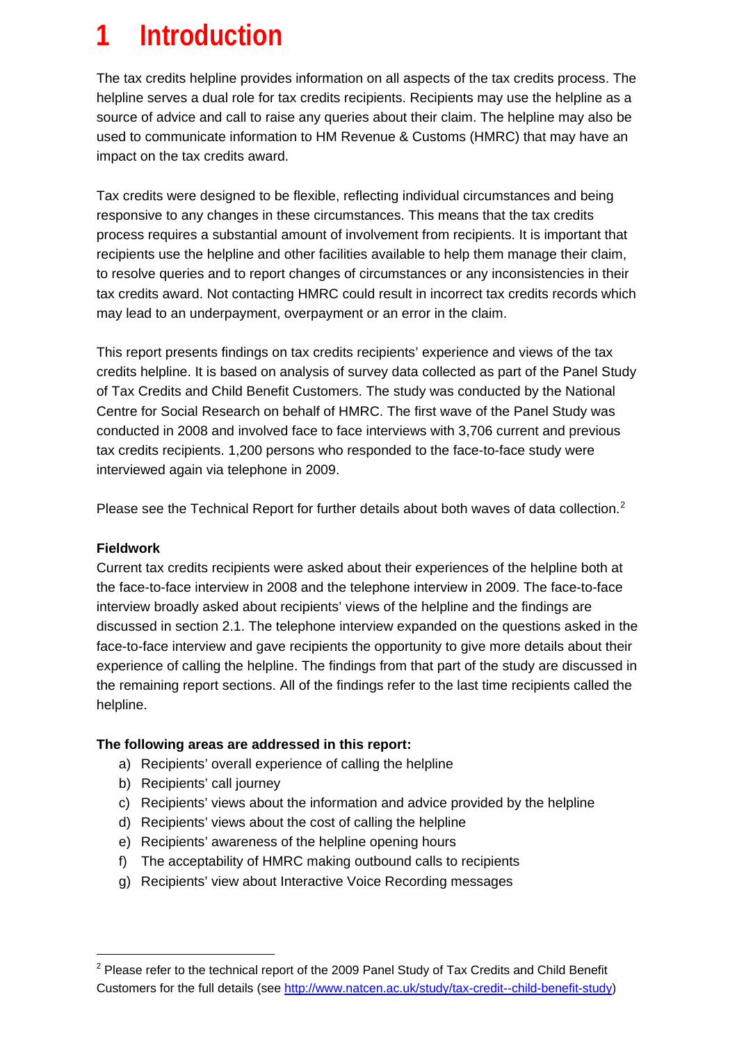# 1 Introduction

The tax credits helpline provides information on all aspects of the tax credits process. The helpline serves a dual role for tax credits recipients. Recipients may use the helpline as a source of advice and call to raise any queries about their claim. The helpline may also be used to communicate information to HM Revenue & Customs (HMRC) that may have an impact on the tax credits award.

Tax credits were designed to be flexible, reflecting individual circumstances and being responsive to any changes in these circumstances. This means that the tax credits process requires a substantial amount of involvement from recipients. It is important that recipients use the helpline and other facilities available to help them manage their claim, to resolve queries and to report changes of circumstances or any inconsistencies in their tax credits award. Not contacting HMRC could result in incorrect tax credits records which may lead to an underpayment, overpayment or an error in the claim.

This report presents findings on tax credits recipients' experience and views of the tax credits helpline. It is based on analysis of survey data collected as part of the Panel Study of Tax Credits and Child Benefit Customers. The study was conducted by the National Centre for Social Research on behalf of HMRC. The first wave of the Panel Study was conducted in 2008 and involved face to face interviews with 3,706 current and previous tax credits recipients. 1,200 persons who responded to the face-to-face study were interviewed again via telephone in 2009.

Please see the Technical Report for further details about both waves of data collection.[2]

**Fieldwork**

Current tax credits recipients were asked about their experiences of the helpline both at the face-to-face interview in 2008 and the telephone interview in 2009. The face-to-face interview broadly asked about recipients' views of the helpline and the findings are discussed in section 2.1. The telephone interview expanded on the questions asked in the face-to-face interview and gave recipients the opportunity to give more details about their experience of calling the helpline. The findings from that part of the study are discussed in the remaining report sections. All of the findings refer to the last time recipients called the helpline.

**The following areas are addressed in this report:**

a) Recipients' overall experience of calling the helpline
b) Recipients' call journey
c) Recipients' views about the information and advice provided by the helpline
d) Recipients' views about the cost of calling the helpline
e) Recipients' awareness of the helpline opening hours
f) The acceptability of HMRC making outbound calls to recipients
g) Recipients' view about Interactive Voice Recording messages

---

[2] Please refer to the technical report of the 2009 Panel Study of Tax Credits and Child Benefit Customers for the full details (see http://www.natcen.ac.uk/study/tax-credit--child-benefit-study)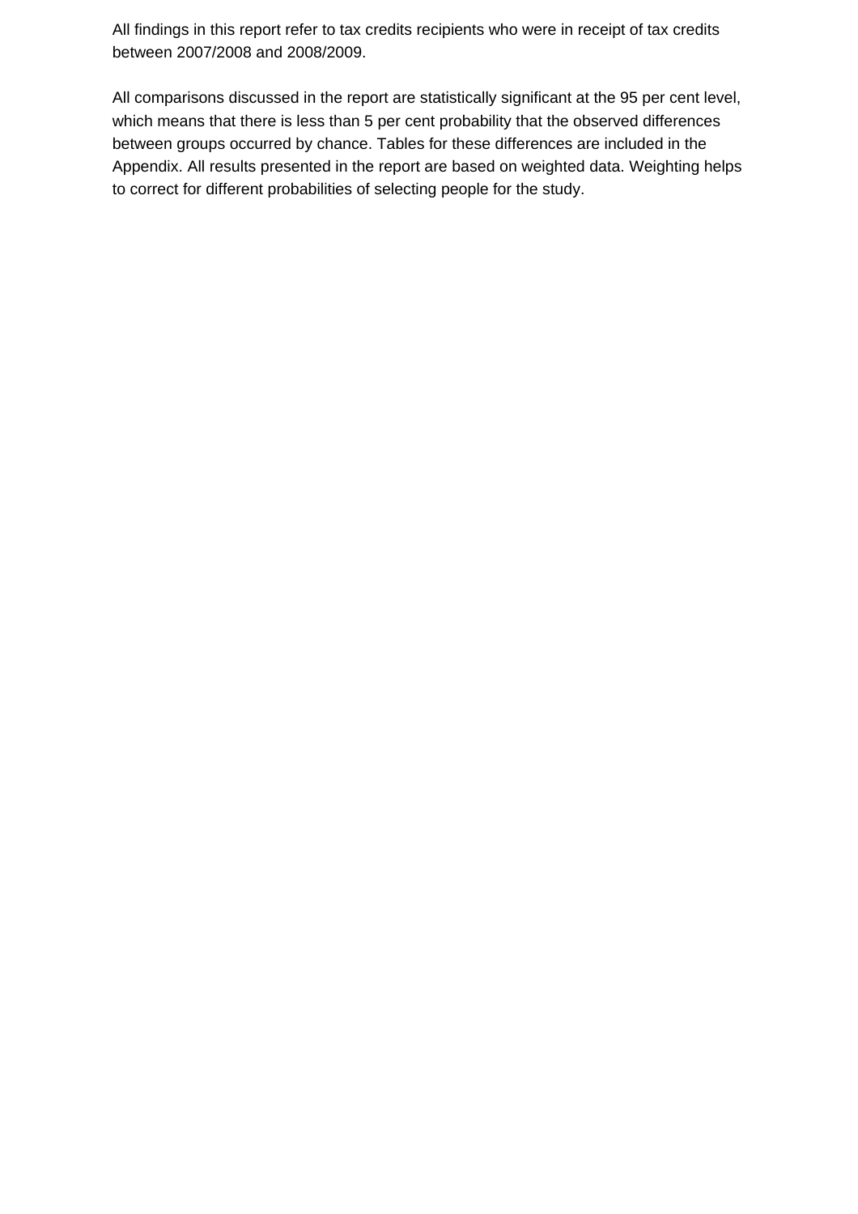All findings in this report refer to tax credits recipients who were in receipt of tax credits between 2007/2008 and 2008/2009.

All comparisons discussed in the report are statistically significant at the 95 per cent level, which means that there is less than 5 per cent probability that the observed differences between groups occurred by chance. Tables for these differences are included in the Appendix. All results presented in the report are based on weighted data. Weighting helps to correct for different probabilities of selecting people for the study.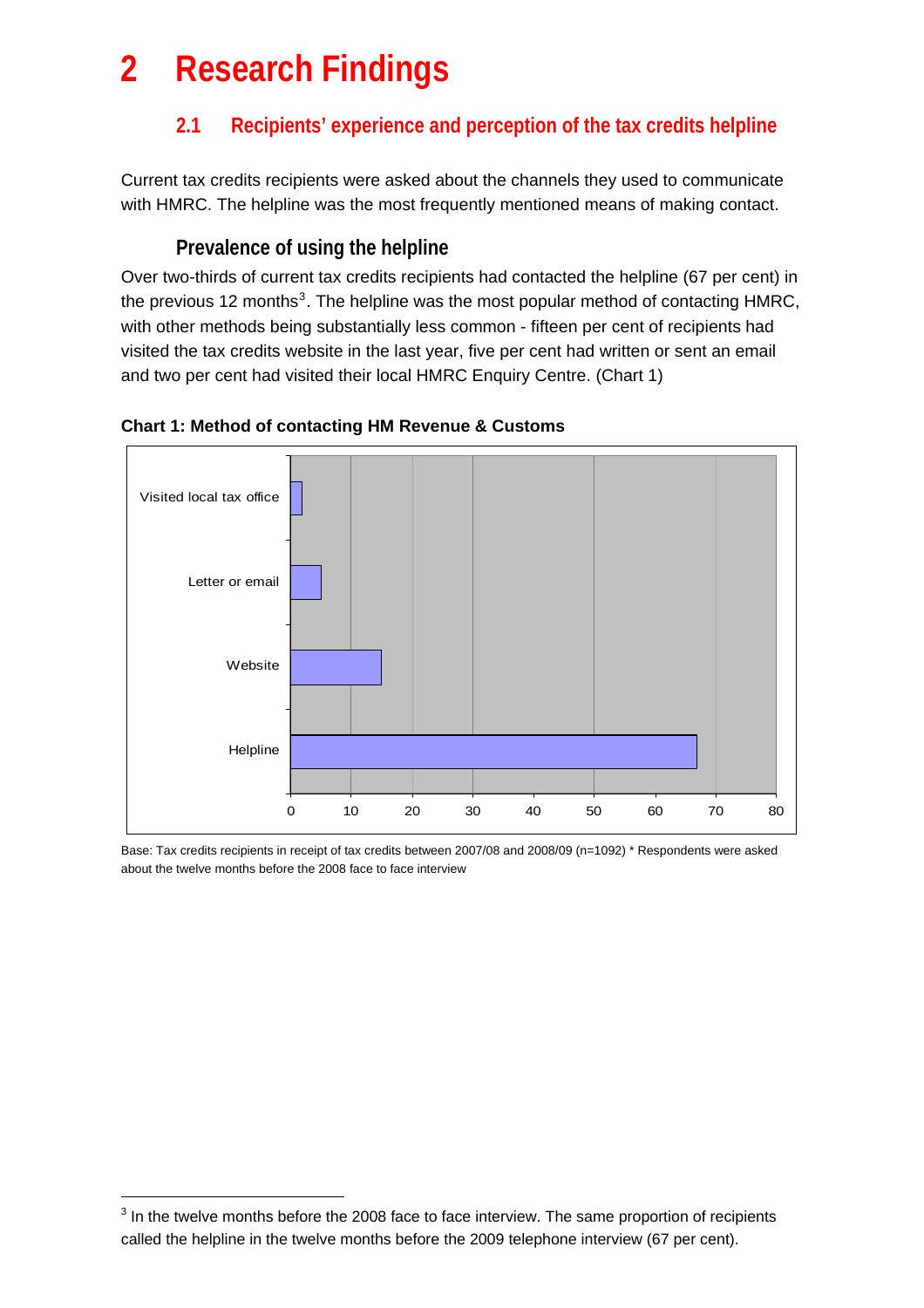# 2 Research Findings

## 2.1 Recipients' experience and perception of the tax credits helpline

Current tax credits recipients were asked about the channels they used to communicate with HMRC. The helpline was the most frequently mentioned means of making contact.

### Prevalence of using the helpline

Over two-thirds of current tax credits recipients had contacted the helpline (67 per cent) in the previous 12 months[3]. The helpline was the most popular method of contacting HMRC, with other methods being substantially less common - fifteen per cent of recipients had visited the tax credits website in the last year, five per cent had written or sent an email and two per cent had visited their local HMRC Enquiry Centre. (Chart 1)

**Chart 1: Method of contacting HM Revenue & Customs**

| Method | Per cent |
|---|---|
| Visited local tax office | 2 |
| Letter or email | 5 |
| Website | 15 |
| Helpline | 67 |

Base: Tax credits recipients in receipt of tax credits between 2007/08 and 2008/09 (n=1092) * Respondents were asked about the twelve months before the 2008 face to face interview

[3] In the twelve months before the 2008 face to face interview. The same proportion of recipients called the helpline in the twelve months before the 2009 telephone interview (67 per cent).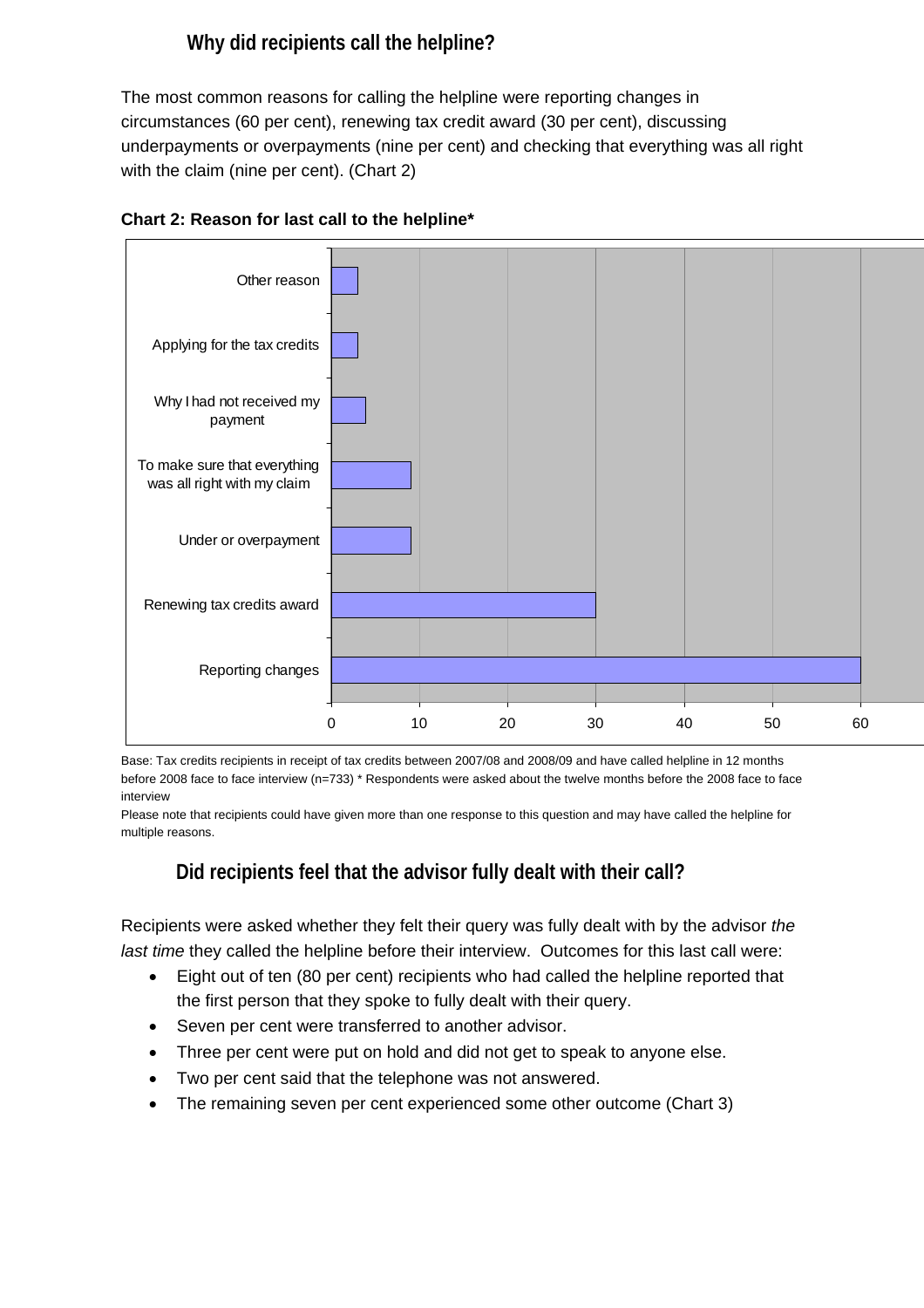## Why did recipients call the helpline?

The most common reasons for calling the helpline were reporting changes in circumstances (60 per cent), renewing tax credit award (30 per cent), discussing underpayments or overpayments (nine per cent) and checking that everything was all right with the claim (nine per cent). (Chart 2)

**Chart 2: Reason for last call to the helpline***

| Reason | Per cent |
|---|---|
| Other reason | 3 |
| Applying for the tax credits | 3 |
| Why I had not received my payment | 4 |
| To make sure that everything was all right with my claim | 9 |
| Under or overpayment | 9 |
| Renewing tax credits award | 30 |
| Reporting changes | 60 |

Base: Tax credits recipients in receipt of tax credits between 2007/08 and 2008/09 and have called helpline in 12 months before 2008 face to face interview (n=733) * Respondents were asked about the twelve months before the 2008 face to face interview

Please note that recipients could have given more than one response to this question and may have called the helpline for multiple reasons.

## Did recipients feel that the advisor fully dealt with their call?

Recipients were asked whether they felt their query was fully dealt with by the advisor *the last time* they called the helpline before their interview. Outcomes for this last call were:

- Eight out of ten (80 per cent) recipients who had called the helpline reported that the first person that they spoke to fully dealt with their query.
- Seven per cent were transferred to another advisor.
- Three per cent were put on hold and did not get to speak to anyone else.
- Two per cent said that the telephone was not answered.
- The remaining seven per cent experienced some other outcome (Chart 3)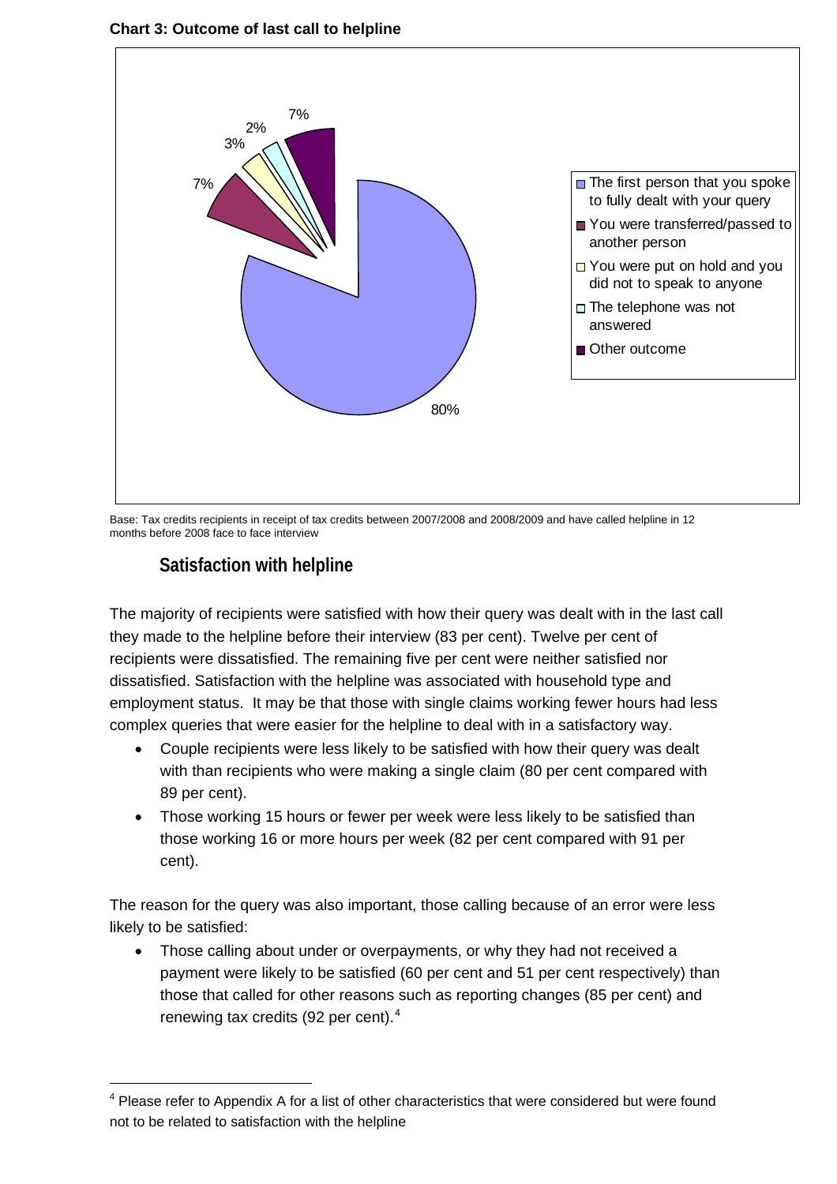**Chart 3: Outcome of last call to helpline**

| Outcome | Per cent |
|---|---|
| The first person that you spoke to fully dealt with your query | 80% |
| You were transferred/passed to another person | 7% |
| You were put on hold and you did not to speak to anyone | 3% |
| The telephone was not answered | 2% |
| Other outcome | 7% |

Base: Tax credits recipients in receipt of tax credits between 2007/2008 and 2008/2009 and have called helpline in 12 months before 2008 face to face interview

### Satisfaction with helpline

The majority of recipients were satisfied with how their query was dealt with in the last call they made to the helpline before their interview (83 per cent). Twelve per cent of recipients were dissatisfied. The remaining five per cent were neither satisfied nor dissatisfied. Satisfaction with the helpline was associated with household type and employment status. It may be that those with single claims working fewer hours had less complex queries that were easier for the helpline to deal with in a satisfactory way.

- Couple recipients were less likely to be satisfied with how their query was dealt with than recipients who were making a single claim (80 per cent compared with 89 per cent).
- Those working 15 hours or fewer per week were less likely to be satisfied than those working 16 or more hours per week (82 per cent compared with 91 per cent).

The reason for the query was also important, those calling because of an error were less likely to be satisfied:

- Those calling about under or overpayments, or why they had not received a payment were likely to be satisfied (60 per cent and 51 per cent respectively) than those that called for other reasons such as reporting changes (85 per cent) and renewing tax credits (92 per cent).[4]

[4] Please refer to Appendix A for a list of other characteristics that were considered but were found not to be related to satisfaction with the helpline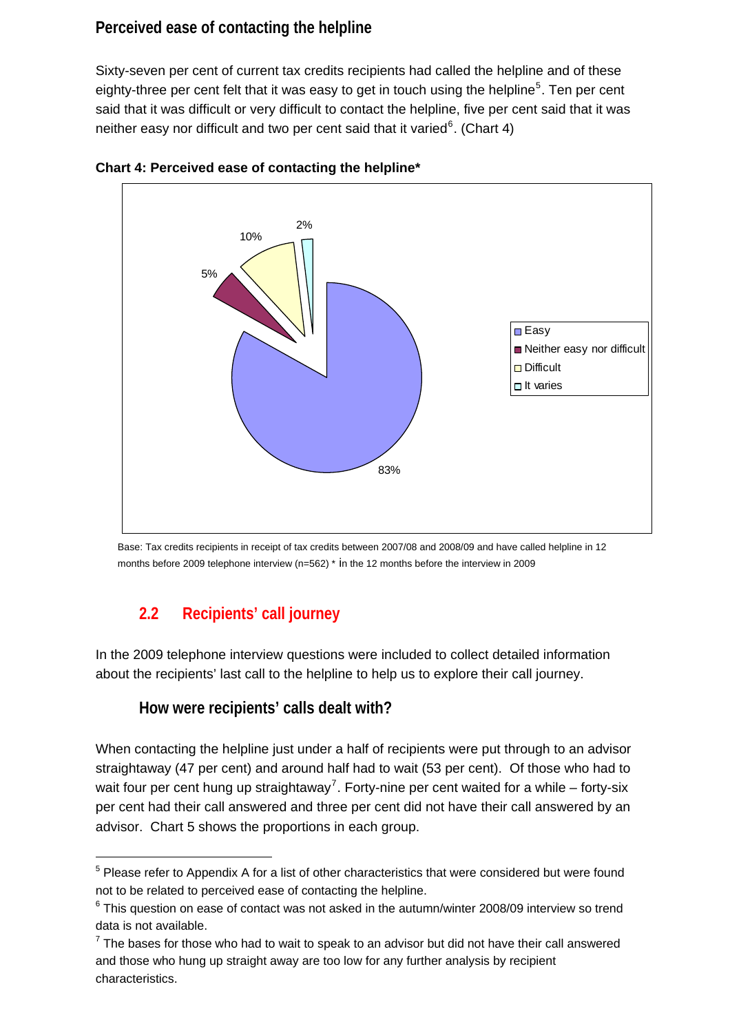### Perceived ease of contacting the helpline

Sixty-seven per cent of current tax credits recipients had called the helpline and of these eighty-three per cent felt that it was easy to get in touch using the helpline[5]. Ten per cent said that it was difficult or very difficult to contact the helpline, five per cent said that it was neither easy nor difficult and two per cent said that it varied[6]. (Chart 4)

**Chart 4: Perceived ease of contacting the helpline***

| Response | Per cent |
|---|---|
| Easy | 83% |
| Neither easy nor difficult | 5% |
| Difficult | 10% |
| It varies | 2% |

Base: Tax credits recipients in receipt of tax credits between 2007/08 and 2008/09 and have called helpline in 12 months before 2009 telephone interview (n=562) * In the 12 months before the interview in 2009

## 2.2 Recipients' call journey

In the 2009 telephone interview questions were included to collect detailed information about the recipients' last call to the helpline to help us to explore their call journey.

### How were recipients' calls dealt with?

When contacting the helpline just under a half of recipients were put through to an advisor straightaway (47 per cent) and around half had to wait (53 per cent). Of those who had to wait four per cent hung up straightaway[7]. Forty-nine per cent waited for a while – forty-six per cent had their call answered and three per cent did not have their call answered by an advisor. Chart 5 shows the proportions in each group.

---

[5] Please refer to Appendix A for a list of other characteristics that were considered but were found not to be related to perceived ease of contacting the helpline.

[6] This question on ease of contact was not asked in the autumn/winter 2008/09 interview so trend data is not available.

[7] The bases for those who had to wait to speak to an advisor but did not have their call answered and those who hung up straight away are too low for any further analysis by recipient characteristics.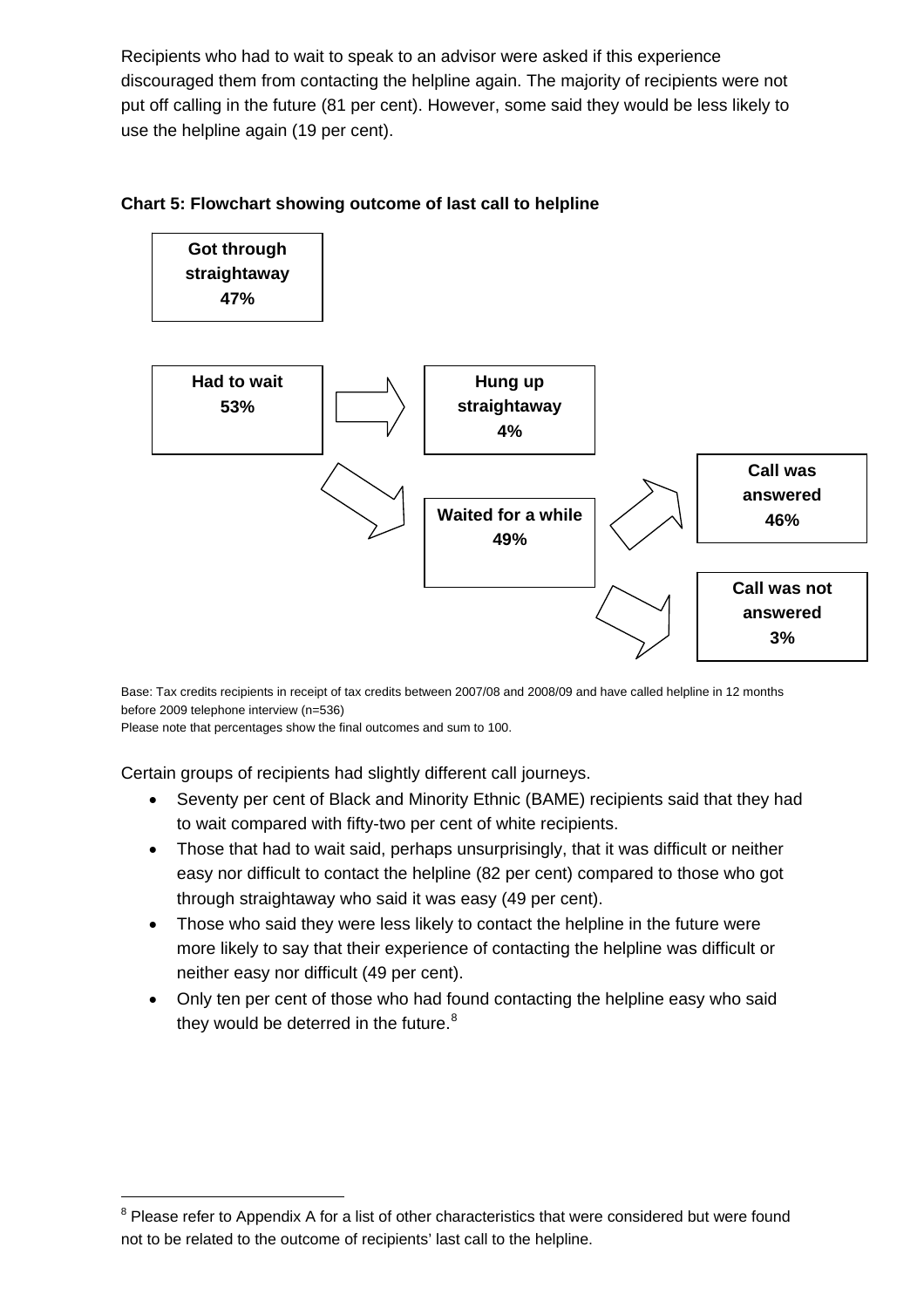Recipients who had to wait to speak to an advisor were asked if this experience discouraged them from contacting the helpline again. The majority of recipients were not put off calling in the future (81 per cent). However, some said they would be less likely to use the helpline again (19 per cent).

**Chart 5: Flowchart showing outcome of last call to helpline**

**Got through straightaway 47%**

**Had to wait 53%** → **Hung up straightaway 4%**

**Had to wait 53%** → **Waited for a while 49%** → **Call was answered 46%**

**Waited for a while 49%** → **Call was not answered 3%**

Base: Tax credits recipients in receipt of tax credits between 2007/08 and 2008/09 and have called helpline in 12 months before 2009 telephone interview (n=536)
Please note that percentages show the final outcomes and sum to 100.

Certain groups of recipients had slightly different call journeys.

- Seventy per cent of Black and Minority Ethnic (BAME) recipients said that they had to wait compared with fifty-two per cent of white recipients.
- Those that had to wait said, perhaps unsurprisingly, that it was difficult or neither easy nor difficult to contact the helpline (82 per cent) compared to those who got through straightaway who said it was easy (49 per cent).
- Those who said they were less likely to contact the helpline in the future were more likely to say that their experience of contacting the helpline was difficult or neither easy nor difficult (49 per cent).
- Only ten per cent of those who had found contacting the helpline easy who said they would be deterred in the future.[8]

[8] Please refer to Appendix A for a list of other characteristics that were considered but were found not to be related to the outcome of recipients' last call to the helpline.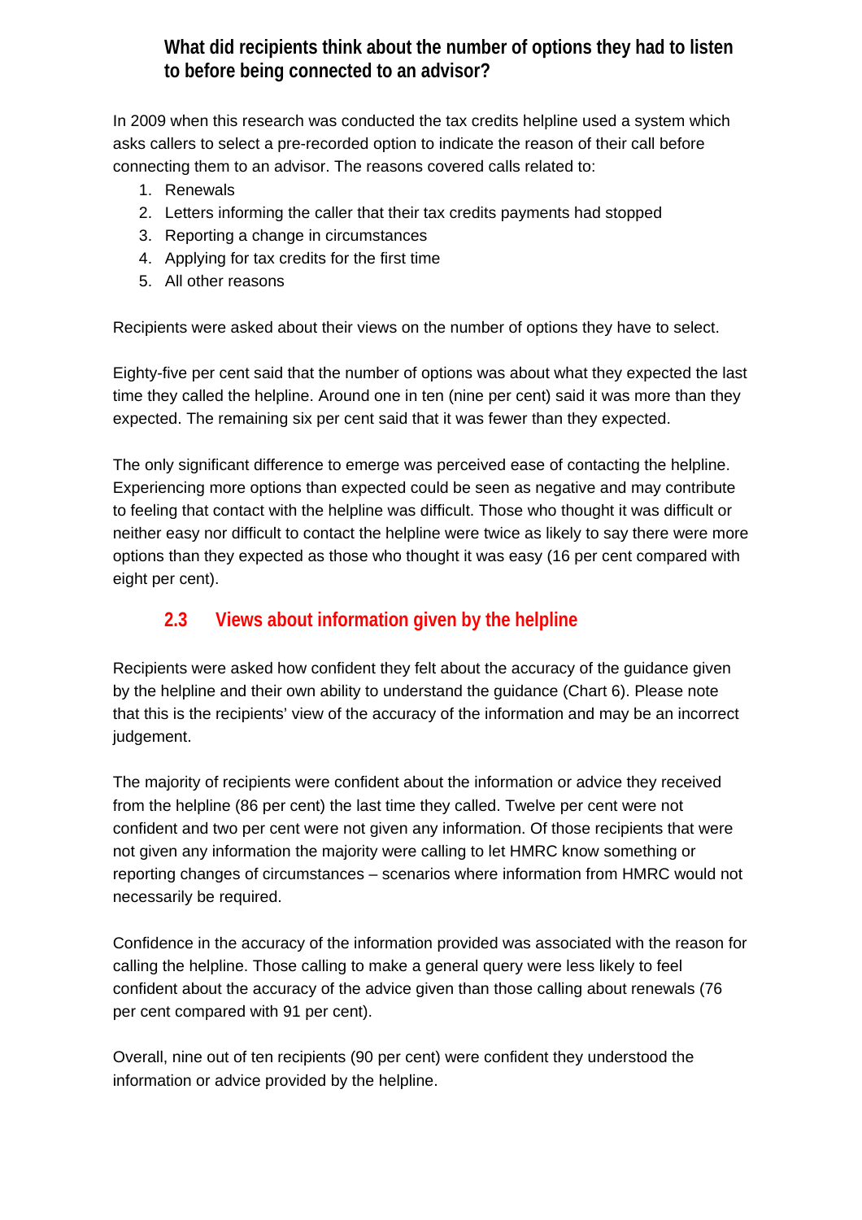### What did recipients think about the number of options they had to listen to before being connected to an advisor?

In 2009 when this research was conducted the tax credits helpline used a system which asks callers to select a pre-recorded option to indicate the reason of their call before connecting them to an advisor. The reasons covered calls related to:

1. Renewals
2. Letters informing the caller that their tax credits payments had stopped
3. Reporting a change in circumstances
4. Applying for tax credits for the first time
5. All other reasons

Recipients were asked about their views on the number of options they have to select.

Eighty-five per cent said that the number of options was about what they expected the last time they called the helpline. Around one in ten (nine per cent) said it was more than they expected. The remaining six per cent said that it was fewer than they expected.

The only significant difference to emerge was perceived ease of contacting the helpline. Experiencing more options than expected could be seen as negative and may contribute to feeling that contact with the helpline was difficult. Those who thought it was difficult or neither easy nor difficult to contact the helpline were twice as likely to say there were more options than they expected as those who thought it was easy (16 per cent compared with eight per cent).

## 2.3 Views about information given by the helpline

Recipients were asked how confident they felt about the accuracy of the guidance given by the helpline and their own ability to understand the guidance (Chart 6). Please note that this is the recipients' view of the accuracy of the information and may be an incorrect judgement.

The majority of recipients were confident about the information or advice they received from the helpline (86 per cent) the last time they called. Twelve per cent were not confident and two per cent were not given any information. Of those recipients that were not given any information the majority were calling to let HMRC know something or reporting changes of circumstances – scenarios where information from HMRC would not necessarily be required.

Confidence in the accuracy of the information provided was associated with the reason for calling the helpline. Those calling to make a general query were less likely to feel confident about the accuracy of the advice given than those calling about renewals (76 per cent compared with 91 per cent).

Overall, nine out of ten recipients (90 per cent) were confident they understood the information or advice provided by the helpline.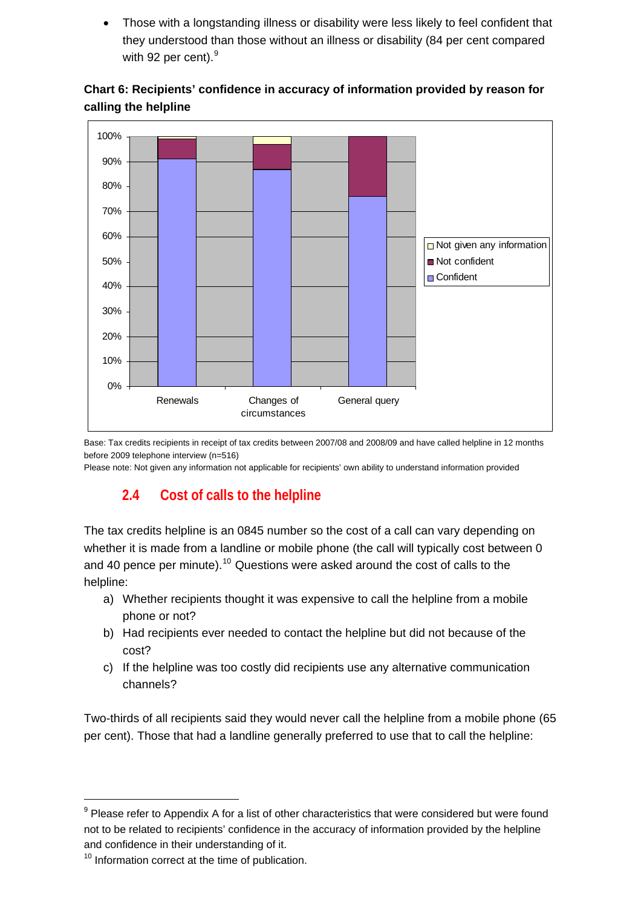- Those with a longstanding illness or disability were less likely to feel confident that they understood than those without an illness or disability (84 per cent compared with 92 per cent).[9]

**Chart 6: Recipients' confidence in accuracy of information provided by reason for calling the helpline**

Base: Tax credits recipients in receipt of tax credits between 2007/08 and 2008/09 and have called helpline in 12 months before 2009 telephone interview (n=516)

Please note: Not given any information not applicable for recipients' own ability to understand information provided

## 2.4 Cost of calls to the helpline

The tax credits helpline is an 0845 number so the cost of a call can vary depending on whether it is made from a landline or mobile phone (the call will typically cost between 0 and 40 pence per minute).[10] Questions were asked around the cost of calls to the helpline:

a) Whether recipients thought it was expensive to call the helpline from a mobile phone or not?

b) Had recipients ever needed to contact the helpline but did not because of the cost?

c) If the helpline was too costly did recipients use any alternative communication channels?

Two-thirds of all recipients said they would never call the helpline from a mobile phone (65 per cent). Those that had a landline generally preferred to use that to call the helpline:

---

[9] Please refer to Appendix A for a list of other characteristics that were considered but were found not to be related to recipients' confidence in the accuracy of information provided by the helpline and confidence in their understanding of it.

[10] Information correct at the time of publication.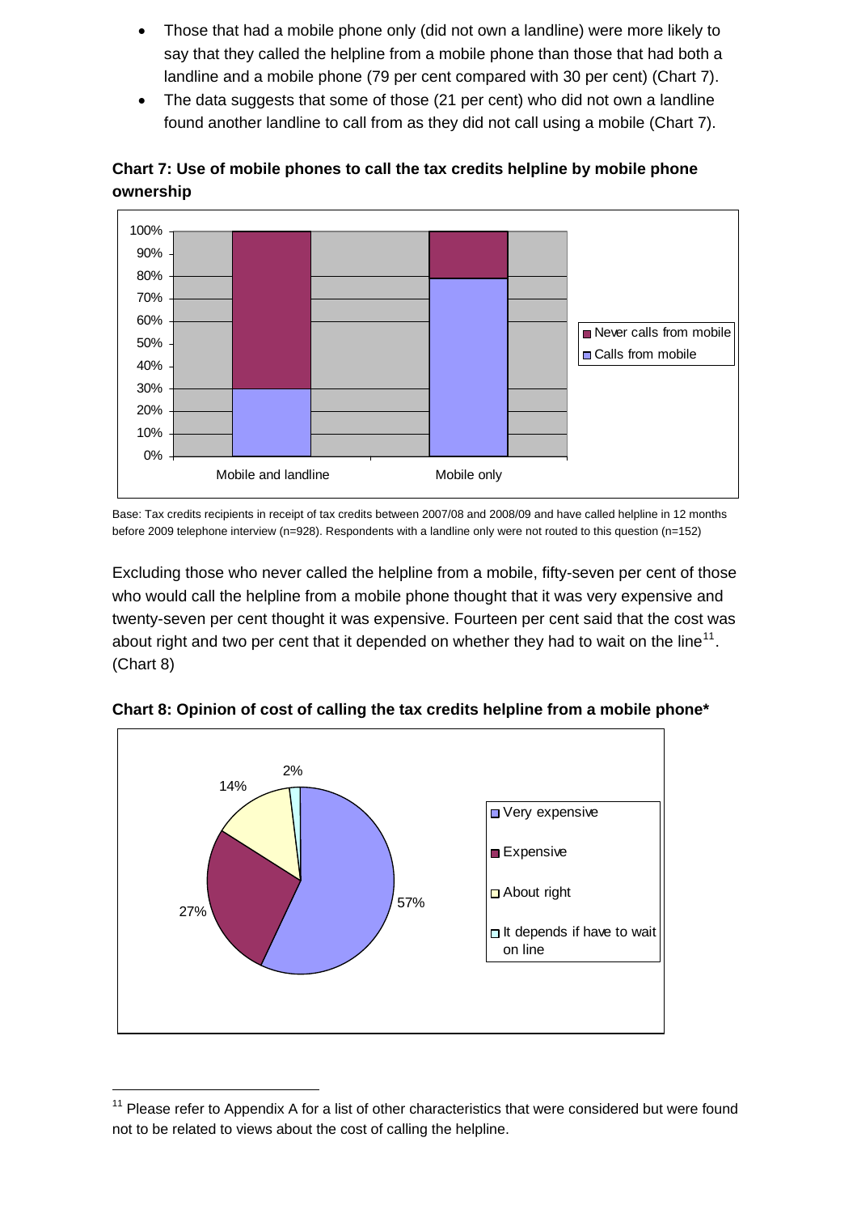- Those that had a mobile phone only (did not own a landline) were more likely to say that they called the helpline from a mobile phone than those that had both a landline and a mobile phone (79 per cent compared with 30 per cent) (Chart 7).
- The data suggests that some of those (21 per cent) who did not own a landline found another landline to call from as they did not call using a mobile (Chart 7).

**Chart 7: Use of mobile phones to call the tax credits helpline by mobile phone ownership**

Base: Tax credits recipients in receipt of tax credits between 2007/08 and 2008/09 and have called helpline in 12 months before 2009 telephone interview (n=928). Respondents with a landline only were not routed to this question (n=152)

Excluding those who never called the helpline from a mobile, fifty-seven per cent of those who would call the helpline from a mobile phone thought that it was very expensive and twenty-seven per cent thought it was expensive. Fourteen per cent said that the cost was about right and two per cent that it depended on whether they had to wait on the line[11]. (Chart 8)

**Chart 8: Opinion of cost of calling the tax credits helpline from a mobile phone***

[11] Please refer to Appendix A for a list of other characteristics that were considered but were found not to be related to views about the cost of calling the helpline.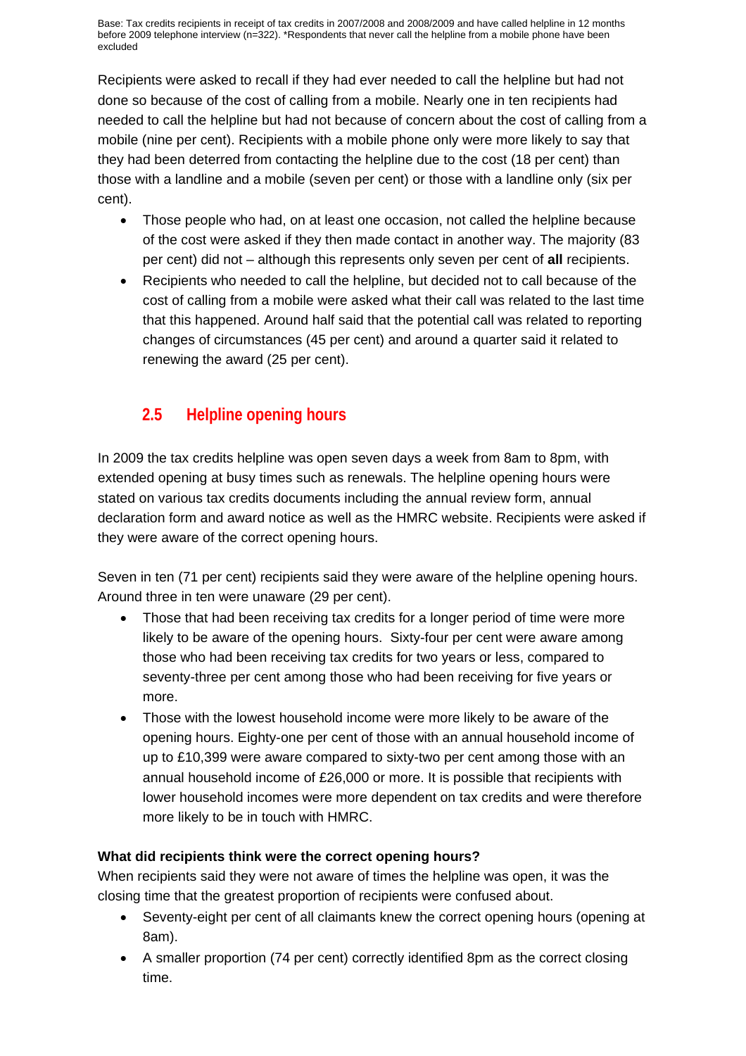Base: Tax credits recipients in receipt of tax credits in 2007/2008 and 2008/2009 and have called helpline in 12 months before 2009 telephone interview (n=322). *Respondents that never call the helpline from a mobile phone have been excluded

Recipients were asked to recall if they had ever needed to call the helpline but had not done so because of the cost of calling from a mobile. Nearly one in ten recipients had needed to call the helpline but had not because of concern about the cost of calling from a mobile (nine per cent). Recipients with a mobile phone only were more likely to say that they had been deterred from contacting the helpline due to the cost (18 per cent) than those with a landline and a mobile (seven per cent) or those with a landline only (six per cent).

- Those people who had, on at least one occasion, not called the helpline because of the cost were asked if they then made contact in another way. The majority (83 per cent) did not – although this represents only seven per cent of **all** recipients.
- Recipients who needed to call the helpline, but decided not to call because of the cost of calling from a mobile were asked what their call was related to the last time that this happened. Around half said that the potential call was related to reporting changes of circumstances (45 per cent) and around a quarter said it related to renewing the award (25 per cent).

## 2.5 Helpline opening hours

In 2009 the tax credits helpline was open seven days a week from 8am to 8pm, with extended opening at busy times such as renewals. The helpline opening hours were stated on various tax credits documents including the annual review form, annual declaration form and award notice as well as the HMRC website. Recipients were asked if they were aware of the correct opening hours.

Seven in ten (71 per cent) recipients said they were aware of the helpline opening hours. Around three in ten were unaware (29 per cent).

- Those that had been receiving tax credits for a longer period of time were more likely to be aware of the opening hours. Sixty-four per cent were aware among those who had been receiving tax credits for two years or less, compared to seventy-three per cent among those who had been receiving for five years or more.
- Those with the lowest household income were more likely to be aware of the opening hours. Eighty-one per cent of those with an annual household income of up to £10,399 were aware compared to sixty-two per cent among those with an annual household income of £26,000 or more. It is possible that recipients with lower household incomes were more dependent on tax credits and were therefore more likely to be in touch with HMRC.

**What did recipients think were the correct opening hours?**

When recipients said they were not aware of times the helpline was open, it was the closing time that the greatest proportion of recipients were confused about.

- Seventy-eight per cent of all claimants knew the correct opening hours (opening at 8am).
- A smaller proportion (74 per cent) correctly identified 8pm as the correct closing time.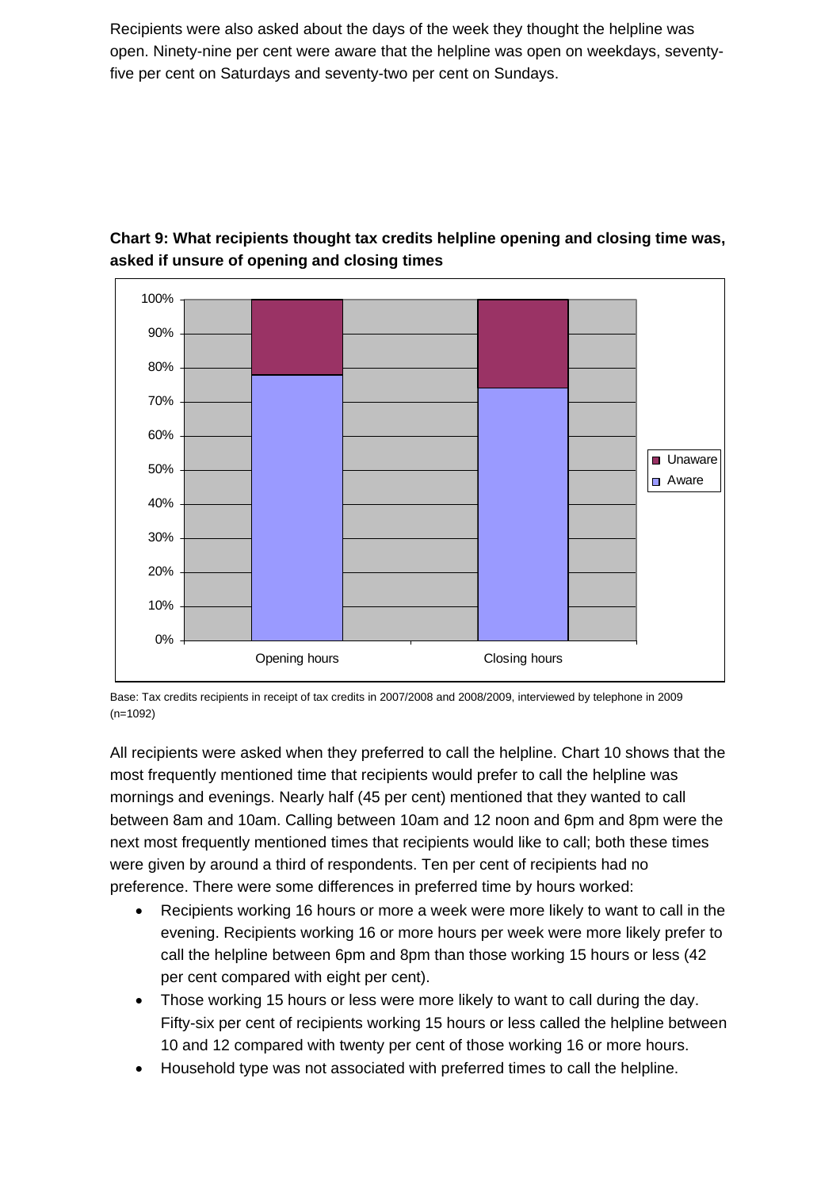Recipients were also asked about the days of the week they thought the helpline was open. Ninety-nine per cent were aware that the helpline was open on weekdays, seventy-five per cent on Saturdays and seventy-two per cent on Sundays.

**Chart 9: What recipients thought tax credits helpline opening and closing time was, asked if unsure of opening and closing times**

Base: Tax credits recipients in receipt of tax credits in 2007/2008 and 2008/2009, interviewed by telephone in 2009 (n=1092)

All recipients were asked when they preferred to call the helpline. Chart 10 shows that the most frequently mentioned time that recipients would prefer to call the helpline was mornings and evenings. Nearly half (45 per cent) mentioned that they wanted to call between 8am and 10am. Calling between 10am and 12 noon and 6pm and 8pm were the next most frequently mentioned times that recipients would like to call; both these times were given by around a third of respondents. Ten per cent of recipients had no preference. There were some differences in preferred time by hours worked:

- Recipients working 16 hours or more a week were more likely to want to call in the evening. Recipients working 16 or more hours per week were more likely prefer to call the helpline between 6pm and 8pm than those working 15 hours or less (42 per cent compared with eight per cent).
- Those working 15 hours or less were more likely to want to call during the day. Fifty-six per cent of recipients working 15 hours or less called the helpline between 10 and 12 compared with twenty per cent of those working 16 or more hours.
- Household type was not associated with preferred times to call the helpline.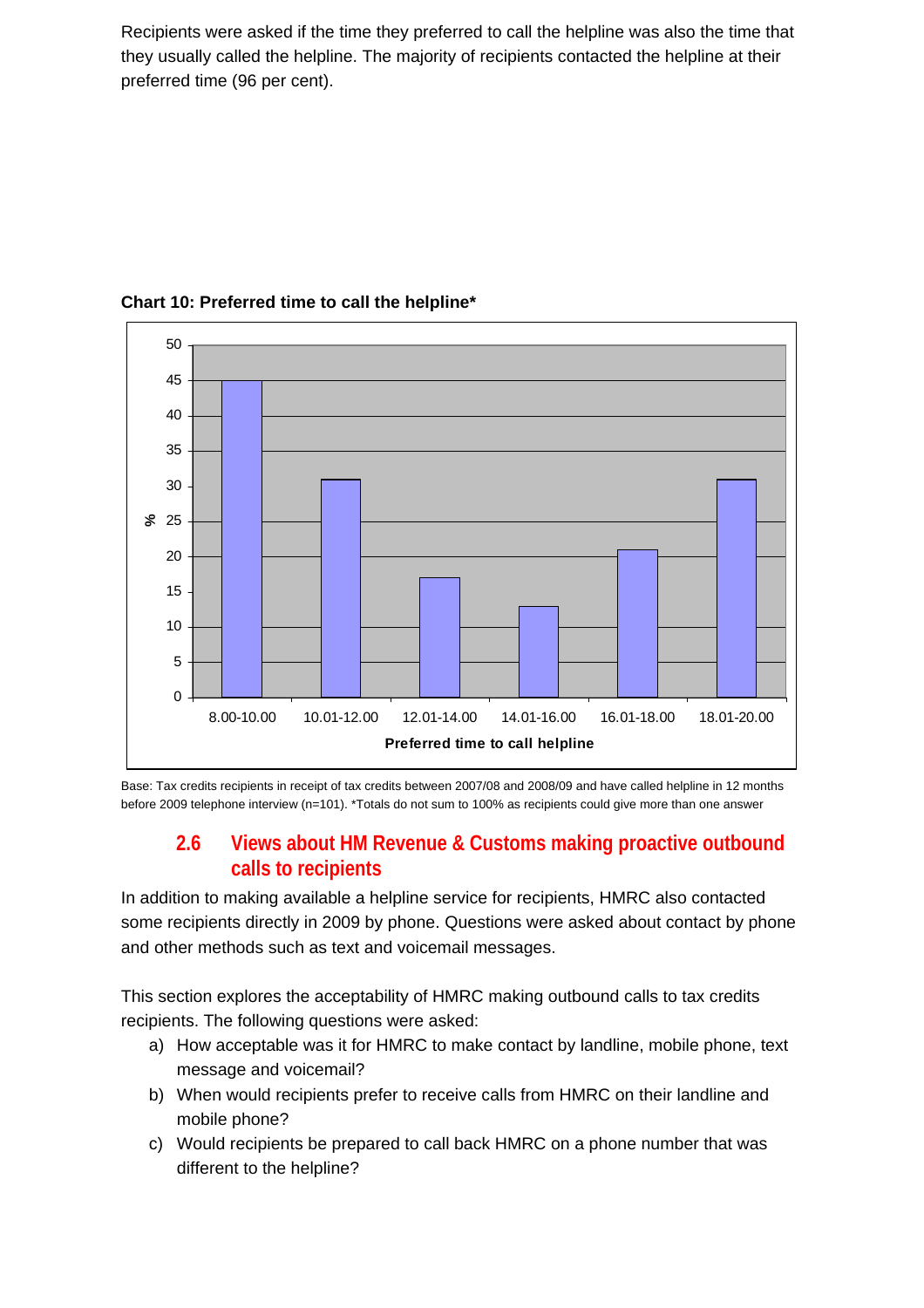Recipients were asked if the time they preferred to call the helpline was also the time that they usually called the helpline. The majority of recipients contacted the helpline at their preferred time (96 per cent).

**Chart 10: Preferred time to call the helpline***

| Preferred time to call helpline | % |
|---|---|
| 8.00-10.00 | 45 |
| 10.01-12.00 | 31 |
| 12.01-14.00 | 17 |
| 14.01-16.00 | 13 |
| 16.01-18.00 | 21 |
| 18.01-20.00 | 31 |

Base: Tax credits recipients in receipt of tax credits between 2007/08 and 2008/09 and have called helpline in 12 months before 2009 telephone interview (n=101). *Totals do not sum to 100% as recipients could give more than one answer

## 2.6 Views about HM Revenue & Customs making proactive outbound calls to recipients

In addition to making available a helpline service for recipients, HMRC also contacted some recipients directly in 2009 by phone. Questions were asked about contact by phone and other methods such as text and voicemail messages.

This section explores the acceptability of HMRC making outbound calls to tax credits recipients. The following questions were asked:

a) How acceptable was it for HMRC to make contact by landline, mobile phone, text message and voicemail?
b) When would recipients prefer to receive calls from HMRC on their landline and mobile phone?
c) Would recipients be prepared to call back HMRC on a phone number that was different to the helpline?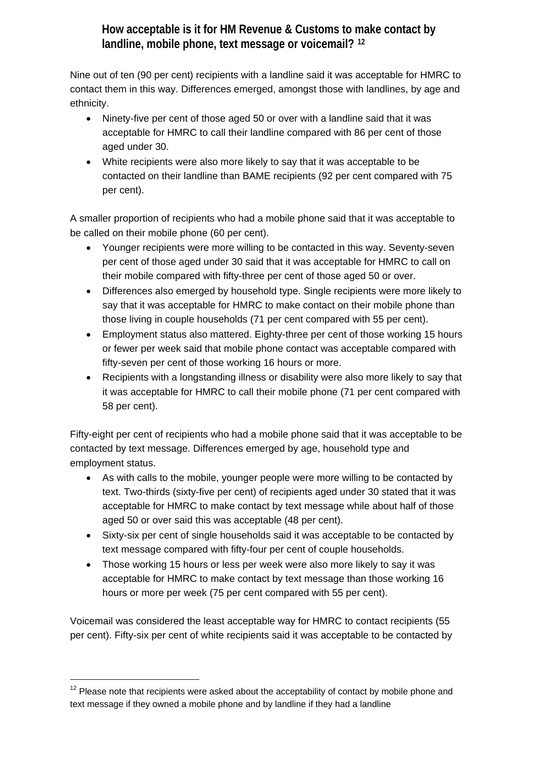### How acceptable is it for HM Revenue & Customs to make contact by landline, mobile phone, text message or voicemail? [12]

Nine out of ten (90 per cent) recipients with a landline said it was acceptable for HMRC to contact them in this way. Differences emerged, amongst those with landlines, by age and ethnicity.

- Ninety-five per cent of those aged 50 or over with a landline said that it was acceptable for HMRC to call their landline compared with 86 per cent of those aged under 30.
- White recipients were also more likely to say that it was acceptable to be contacted on their landline than BAME recipients (92 per cent compared with 75 per cent).

A smaller proportion of recipients who had a mobile phone said that it was acceptable to be called on their mobile phone (60 per cent).

- Younger recipients were more willing to be contacted in this way. Seventy-seven per cent of those aged under 30 said that it was acceptable for HMRC to call on their mobile compared with fifty-three per cent of those aged 50 or over.
- Differences also emerged by household type. Single recipients were more likely to say that it was acceptable for HMRC to make contact on their mobile phone than those living in couple households (71 per cent compared with 55 per cent).
- Employment status also mattered. Eighty-three per cent of those working 15 hours or fewer per week said that mobile phone contact was acceptable compared with fifty-seven per cent of those working 16 hours or more.
- Recipients with a longstanding illness or disability were also more likely to say that it was acceptable for HMRC to call their mobile phone (71 per cent compared with 58 per cent).

Fifty-eight per cent of recipients who had a mobile phone said that it was acceptable to be contacted by text message. Differences emerged by age, household type and employment status.

- As with calls to the mobile, younger people were more willing to be contacted by text. Two-thirds (sixty-five per cent) of recipients aged under 30 stated that it was acceptable for HMRC to make contact by text message while about half of those aged 50 or over said this was acceptable (48 per cent).
- Sixty-six per cent of single households said it was acceptable to be contacted by text message compared with fifty-four per cent of couple households.
- Those working 15 hours or less per week were also more likely to say it was acceptable for HMRC to make contact by text message than those working 16 hours or more per week (75 per cent compared with 55 per cent).

Voicemail was considered the least acceptable way for HMRC to contact recipients (55 per cent). Fifty-six per cent of white recipients said it was acceptable to be contacted by

[12] Please note that recipients were asked about the acceptability of contact by mobile phone and text message if they owned a mobile phone and by landline if they had a landline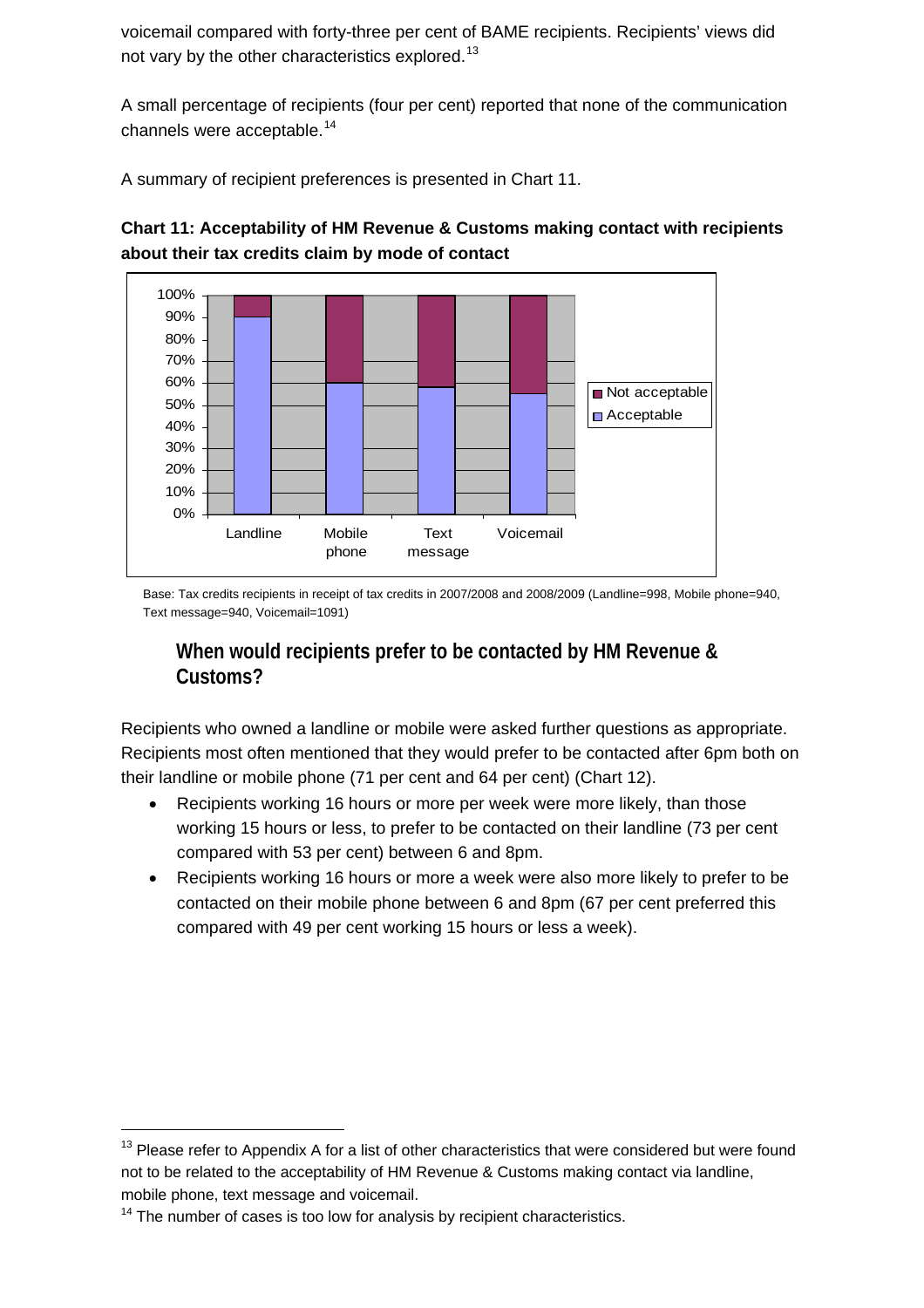voicemail compared with forty-three per cent of BAME recipients. Recipients' views did not vary by the other characteristics explored.[13]

A small percentage of recipients (four per cent) reported that none of the communication channels were acceptable.[14]

A summary of recipient preferences is presented in Chart 11.

**Chart 11: Acceptability of HM Revenue & Customs making contact with recipients about their tax credits claim by mode of contact**

Base: Tax credits recipients in receipt of tax credits in 2007/2008 and 2008/2009 (Landline=998, Mobile phone=940, Text message=940, Voicemail=1091)

## When would recipients prefer to be contacted by HM Revenue & Customs?

Recipients who owned a landline or mobile were asked further questions as appropriate. Recipients most often mentioned that they would prefer to be contacted after 6pm both on their landline or mobile phone (71 per cent and 64 per cent) (Chart 12).

- Recipients working 16 hours or more per week were more likely, than those working 15 hours or less, to prefer to be contacted on their landline (73 per cent compared with 53 per cent) between 6 and 8pm.
- Recipients working 16 hours or more a week were also more likely to prefer to be contacted on their mobile phone between 6 and 8pm (67 per cent preferred this compared with 49 per cent working 15 hours or less a week).

---

[13] Please refer to Appendix A for a list of other characteristics that were considered but were found not to be related to the acceptability of HM Revenue & Customs making contact via landline, mobile phone, text message and voicemail.

[14] The number of cases is too low for analysis by recipient characteristics.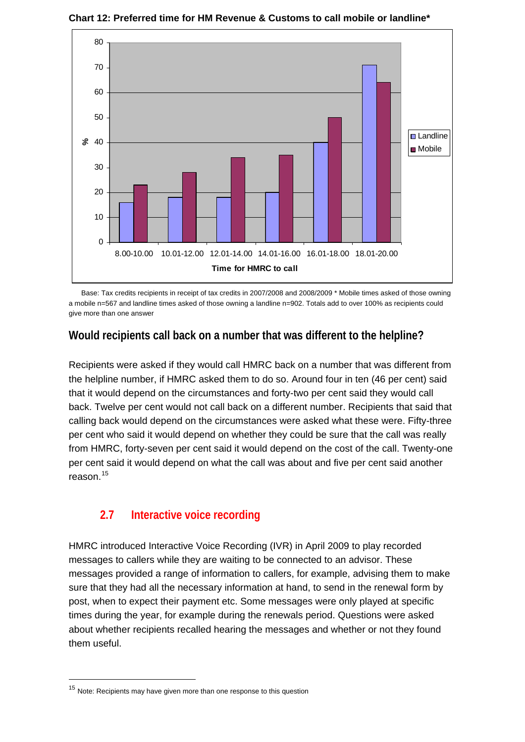**Chart 12: Preferred time for HM Revenue & Customs to call mobile or landline***

| Time for HMRC to call | Landline (%) | Mobile (%) |
|---|---|---|
| 8.00-10.00 | 16 | 23 |
| 10.01-12.00 | 18 | 28 |
| 12.01-14.00 | 18 | 34 |
| 14.01-16.00 | 20 | 35 |
| 16.01-18.00 | 40 | 50 |
| 18.01-20.00 | 71 | 64 |

Base: Tax credits recipients in receipt of tax credits in 2007/2008 and 2008/2009 * Mobile times asked of those owning a mobile n=567 and landline times asked of those owning a landline n=902. Totals add to over 100% as recipients could give more than one answer

### Would recipients call back on a number that was different to the helpline?

Recipients were asked if they would call HMRC back on a number that was different from the helpline number, if HMRC asked them to do so. Around four in ten (46 per cent) said that it would depend on the circumstances and forty-two per cent said they would call back. Twelve per cent would not call back on a different number. Recipients that said that calling back would depend on the circumstances were asked what these were. Fifty-three per cent who said it would depend on whether they could be sure that the call was really from HMRC, forty-seven per cent said it would depend on the cost of the call. Twenty-one per cent said it would depend on what the call was about and five per cent said another reason.[15]

## 2.7 Interactive voice recording

HMRC introduced Interactive Voice Recording (IVR) in April 2009 to play recorded messages to callers while they are waiting to be connected to an advisor. These messages provided a range of information to callers, for example, advising them to make sure that they had all the necessary information at hand, to send in the renewal form by post, when to expect their payment etc. Some messages were only played at specific times during the year, for example during the renewals period. Questions were asked about whether recipients recalled hearing the messages and whether or not they found them useful.

[15] Note: Recipients may have given more than one response to this question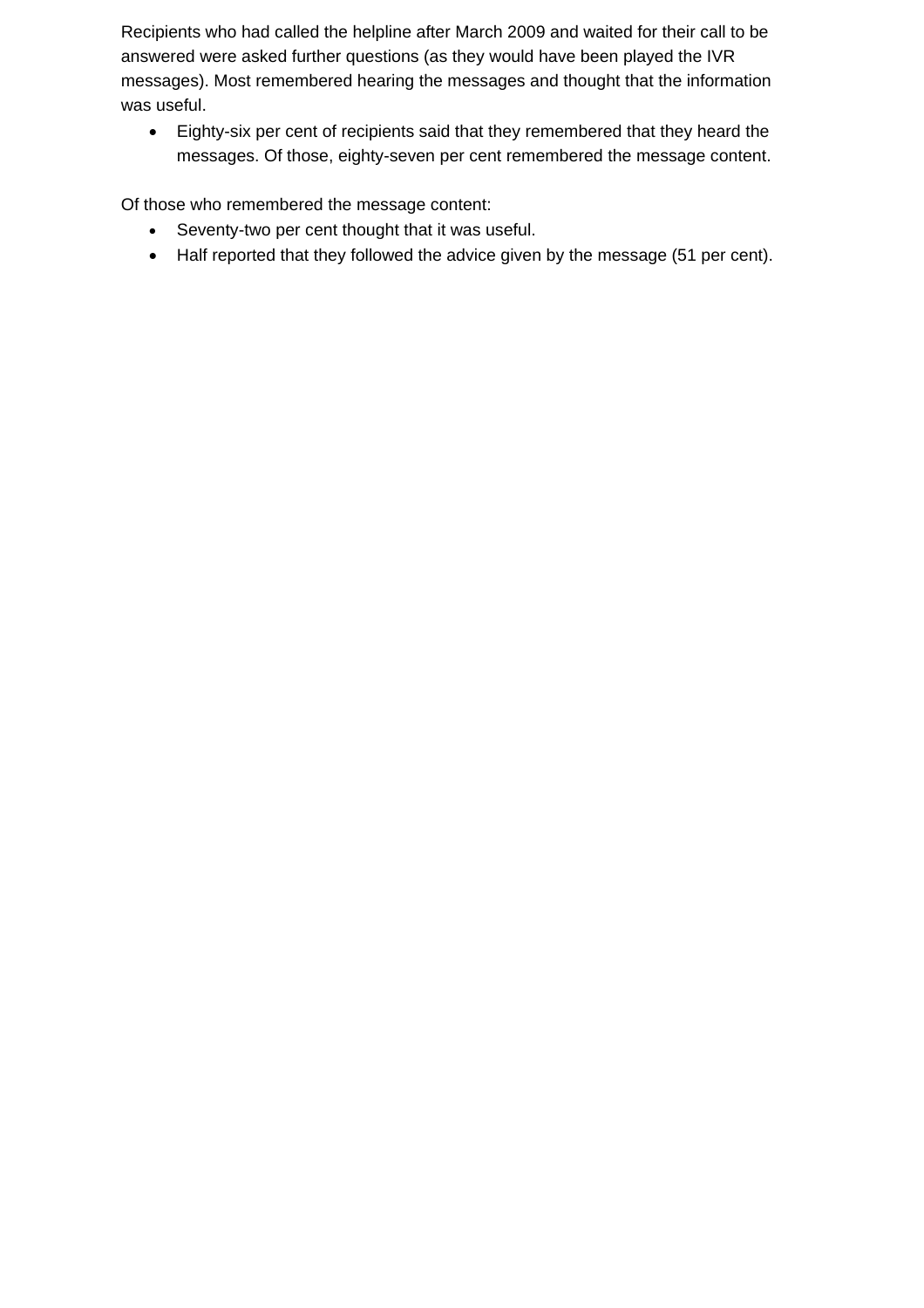Recipients who had called the helpline after March 2009 and waited for their call to be answered were asked further questions (as they would have been played the IVR messages). Most remembered hearing the messages and thought that the information was useful.

- Eighty-six per cent of recipients said that they remembered that they heard the messages. Of those, eighty-seven per cent remembered the message content.

Of those who remembered the message content:

- Seventy-two per cent thought that it was useful.
- Half reported that they followed the advice given by the message (51 per cent).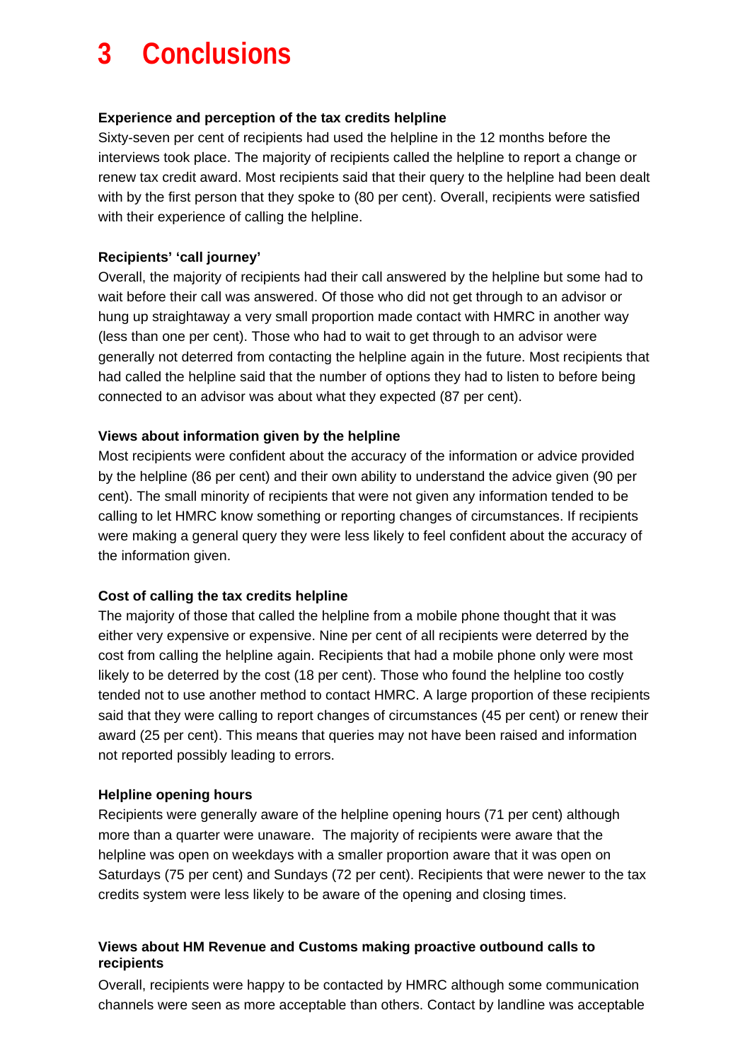# 3 Conclusions

**Experience and perception of the tax credits helpline**

Sixty-seven per cent of recipients had used the helpline in the 12 months before the interviews took place. The majority of recipients called the helpline to report a change or renew tax credit award. Most recipients said that their query to the helpline had been dealt with by the first person that they spoke to (80 per cent). Overall, recipients were satisfied with their experience of calling the helpline.

**Recipients' 'call journey'**

Overall, the majority of recipients had their call answered by the helpline but some had to wait before their call was answered. Of those who did not get through to an advisor or hung up straightaway a very small proportion made contact with HMRC in another way (less than one per cent). Those who had to wait to get through to an advisor were generally not deterred from contacting the helpline again in the future. Most recipients that had called the helpline said that the number of options they had to listen to before being connected to an advisor was about what they expected (87 per cent).

**Views about information given by the helpline**

Most recipients were confident about the accuracy of the information or advice provided by the helpline (86 per cent) and their own ability to understand the advice given (90 per cent). The small minority of recipients that were not given any information tended to be calling to let HMRC know something or reporting changes of circumstances. If recipients were making a general query they were less likely to feel confident about the accuracy of the information given.

**Cost of calling the tax credits helpline**

The majority of those that called the helpline from a mobile phone thought that it was either very expensive or expensive. Nine per cent of all recipients were deterred by the cost from calling the helpline again. Recipients that had a mobile phone only were most likely to be deterred by the cost (18 per cent). Those who found the helpline too costly tended not to use another method to contact HMRC. A large proportion of these recipients said that they were calling to report changes of circumstances (45 per cent) or renew their award (25 per cent). This means that queries may not have been raised and information not reported possibly leading to errors.

**Helpline opening hours**

Recipients were generally aware of the helpline opening hours (71 per cent) although more than a quarter were unaware. The majority of recipients were aware that the helpline was open on weekdays with a smaller proportion aware that it was open on Saturdays (75 per cent) and Sundays (72 per cent). Recipients that were newer to the tax credits system were less likely to be aware of the opening and closing times.

**Views about HM Revenue and Customs making proactive outbound calls to recipients**

Overall, recipients were happy to be contacted by HMRC although some communication channels were seen as more acceptable than others. Contact by landline was acceptable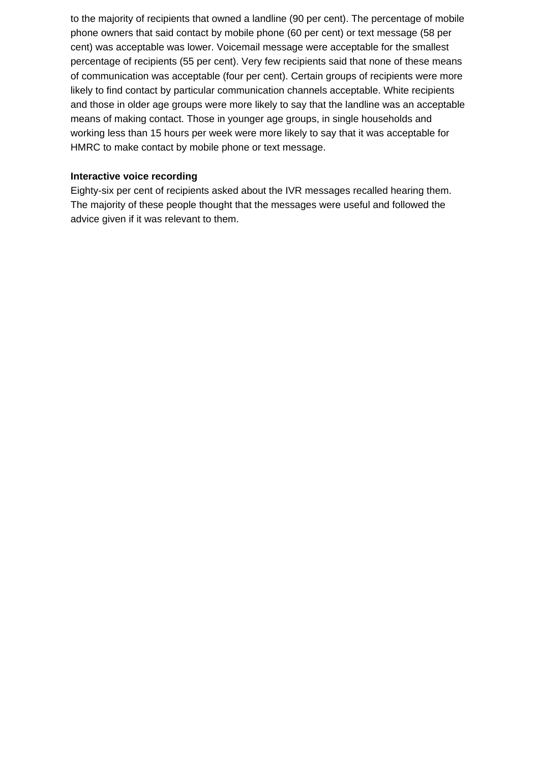to the majority of recipients that owned a landline (90 per cent). The percentage of mobile phone owners that said contact by mobile phone (60 per cent) or text message (58 per cent) was acceptable was lower. Voicemail message were acceptable for the smallest percentage of recipients (55 per cent). Very few recipients said that none of these means of communication was acceptable (four per cent). Certain groups of recipients were more likely to find contact by particular communication channels acceptable. White recipients and those in older age groups were more likely to say that the landline was an acceptable means of making contact. Those in younger age groups, in single households and working less than 15 hours per week were more likely to say that it was acceptable for HMRC to make contact by mobile phone or text message.

**Interactive voice recording**

Eighty-six per cent of recipients asked about the IVR messages recalled hearing them. The majority of these people thought that the messages were useful and followed the advice given if it was relevant to them.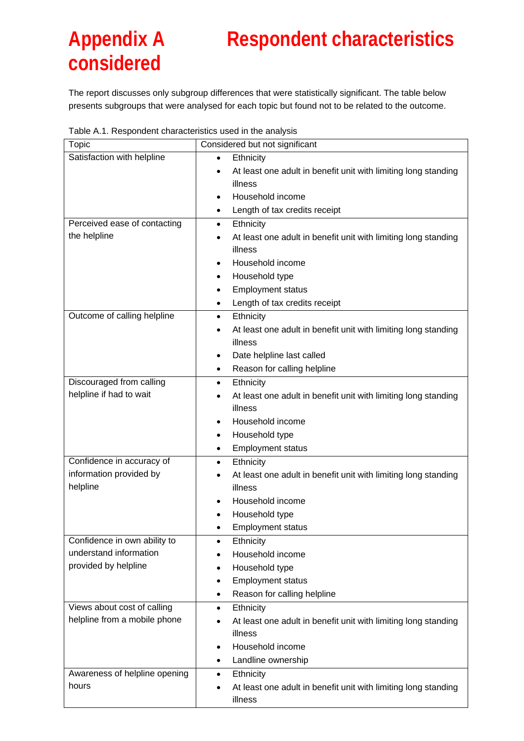# Appendix A Respondent characteristics considered

The report discusses only subgroup differences that were statistically significant. The table below presents subgroups that were analysed for each topic but found not to be related to the outcome.

Table A.1. Respondent characteristics used in the analysis

| Topic | Considered but not significant |
|---|---|
| Satisfaction with helpline | • Ethnicity<br>• At least one adult in benefit unit with limiting long standing illness<br>• Household income<br>• Length of tax credits receipt |
| Perceived ease of contacting the helpline | • Ethnicity<br>• At least one adult in benefit unit with limiting long standing illness<br>• Household income<br>• Household type<br>• Employment status<br>• Length of tax credits receipt |
| Outcome of calling helpline | • Ethnicity<br>• At least one adult in benefit unit with limiting long standing illness<br>• Date helpline last called<br>• Reason for calling helpline |
| Discouraged from calling helpline if had to wait | • Ethnicity<br>• At least one adult in benefit unit with limiting long standing illness<br>• Household income<br>• Household type<br>• Employment status |
| Confidence in accuracy of information provided by helpline | • Ethnicity<br>• At least one adult in benefit unit with limiting long standing illness<br>• Household income<br>• Household type<br>• Employment status |
| Confidence in own ability to understand information provided by helpline | • Ethnicity<br>• Household income<br>• Household type<br>• Employment status<br>• Reason for calling helpline |
| Views about cost of calling helpline from a mobile phone | • Ethnicity<br>• At least one adult in benefit unit with limiting long standing illness<br>• Household income<br>• Landline ownership |
| Awareness of helpline opening hours | • Ethnicity<br>• At least one adult in benefit unit with limiting long standing illness |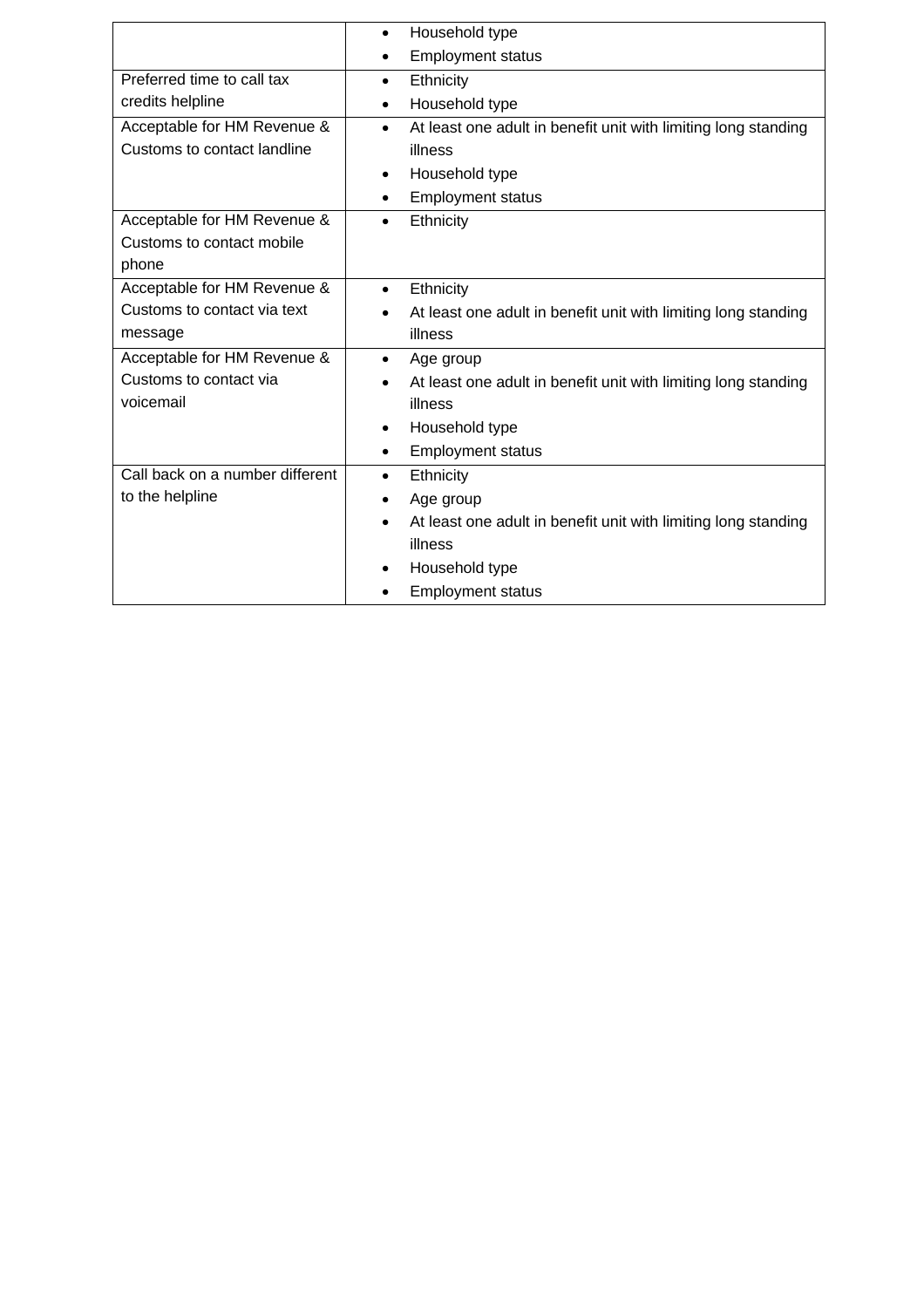| | |
|---|---|
| | • Household type<br>• Employment status |
| Preferred time to call tax credits helpline | • Ethnicity<br>• Household type |
| Acceptable for HM Revenue & Customs to contact landline | • At least one adult in benefit unit with limiting long standing illness<br>• Household type<br>• Employment status |
| Acceptable for HM Revenue & Customs to contact mobile phone | • Ethnicity |
| Acceptable for HM Revenue & Customs to contact via text message | • Ethnicity<br>• At least one adult in benefit unit with limiting long standing illness |
| Acceptable for HM Revenue & Customs to contact via voicemail | • Age group<br>• At least one adult in benefit unit with limiting long standing illness<br>• Household type<br>• Employment status |
| Call back on a number different to the helpline | • Ethnicity<br>• Age group<br>• At least one adult in benefit unit with limiting long standing illness<br>• Household type<br>• Employment status |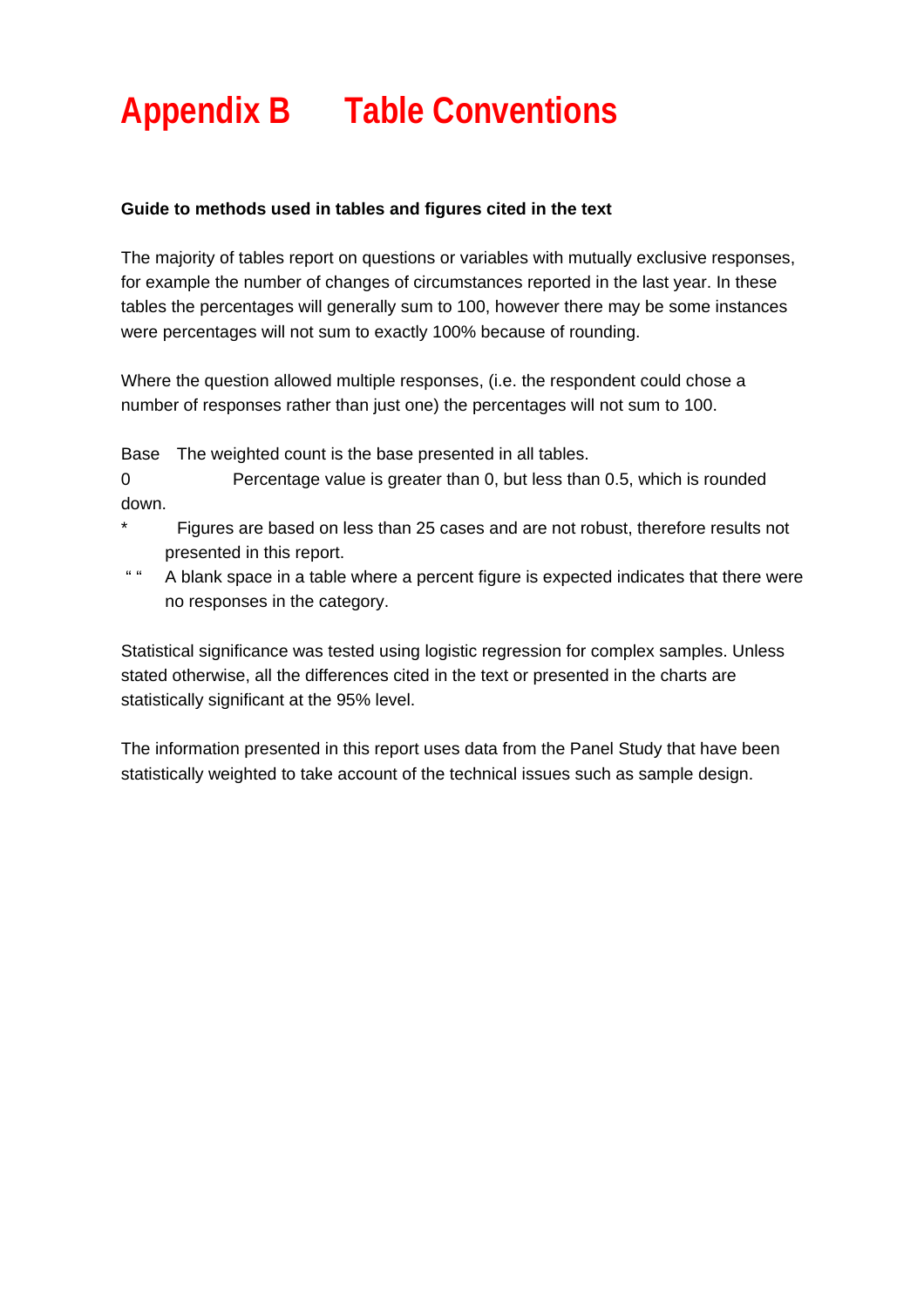# Appendix B Table Conventions

**Guide to methods used in tables and figures cited in the text**

The majority of tables report on questions or variables with mutually exclusive responses, for example the number of changes of circumstances reported in the last year. In these tables the percentages will generally sum to 100, however there may be some instances were percentages will not sum to exactly 100% because of rounding.

Where the question allowed multiple responses, (i.e. the respondent could chose a number of responses rather than just one) the percentages will not sum to 100.

Base The weighted count is the base presented in all tables.

0 Percentage value is greater than 0, but less than 0.5, which is rounded down.

* Figures are based on less than 25 cases and are not robust, therefore results not presented in this report.

" " A blank space in a table where a percent figure is expected indicates that there were no responses in the category.

Statistical significance was tested using logistic regression for complex samples. Unless stated otherwise, all the differences cited in the text or presented in the charts are statistically significant at the 95% level.

The information presented in this report uses data from the Panel Study that have been statistically weighted to take account of the technical issues such as sample design.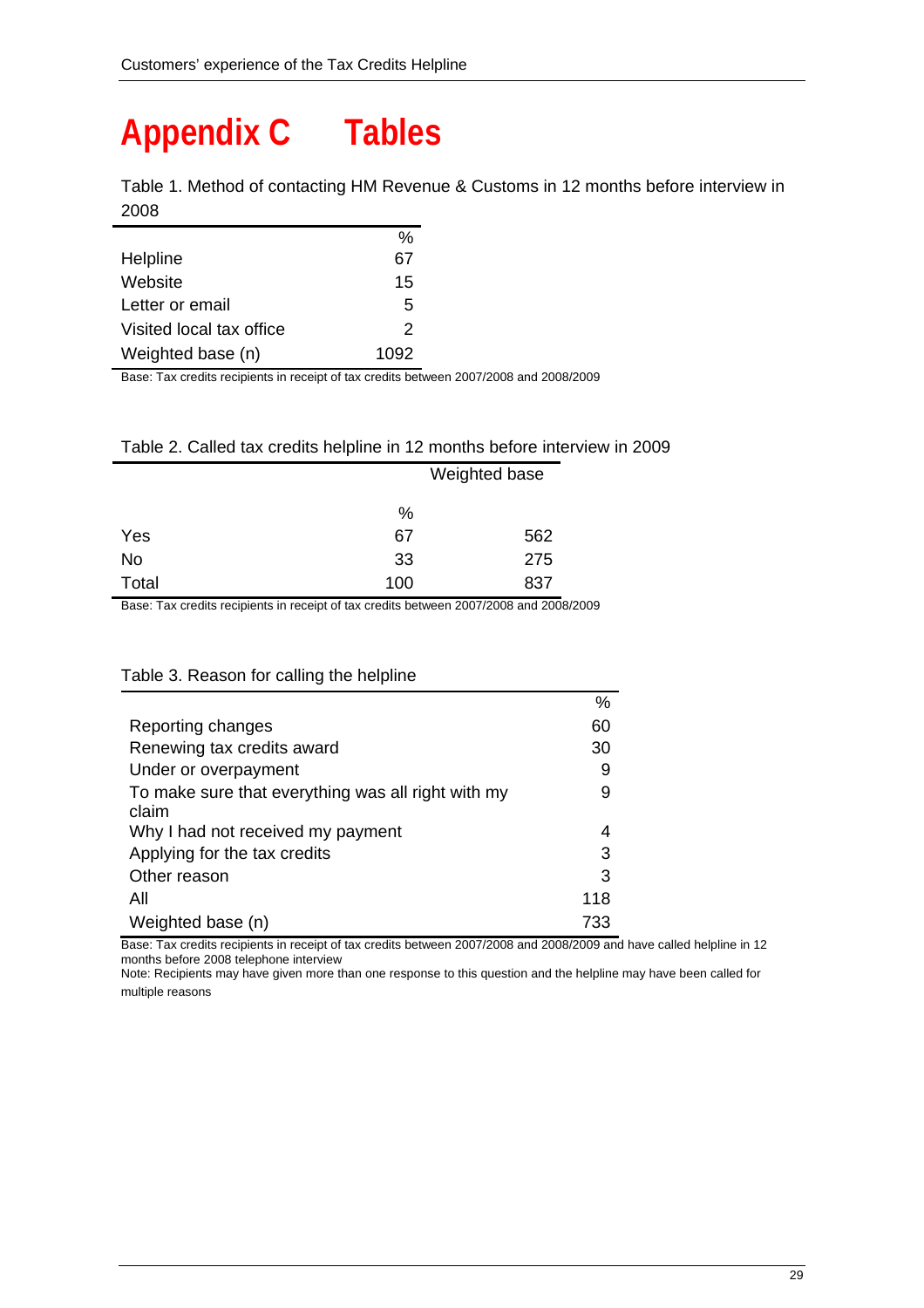# Appendix C Tables

Table 1. Method of contacting HM Revenue & Customs in 12 months before interview in 2008

| | % |
|---|---|
| Helpline | 67 |
| Website | 15 |
| Letter or email | 5 |
| Visited local tax office | 2 |
| Weighted base (n) | 1092 |

Base: Tax credits recipients in receipt of tax credits between 2007/2008 and 2008/2009

Table 2. Called tax credits helpline in 12 months before interview in 2009

| | % | Weighted base |
|---|---|---|
| Yes | 67 | 562 |
| No | 33 | 275 |
| Total | 100 | 837 |

Base: Tax credits recipients in receipt of tax credits between 2007/2008 and 2008/2009

Table 3. Reason for calling the helpline

| | % |
|---|---|
| Reporting changes | 60 |
| Renewing tax credits award | 30 |
| Under or overpayment | 9 |
| To make sure that everything was all right with my claim | 9 |
| Why I had not received my payment | 4 |
| Applying for the tax credits | 3 |
| Other reason | 3 |
| All | 118 |
| Weighted base (n) | 733 |

Base: Tax credits recipients in receipt of tax credits between 2007/2008 and 2008/2009 and have called helpline in 12 months before 2008 telephone interview

Note: Recipients may have given more than one response to this question and the helpline may have been called for multiple reasons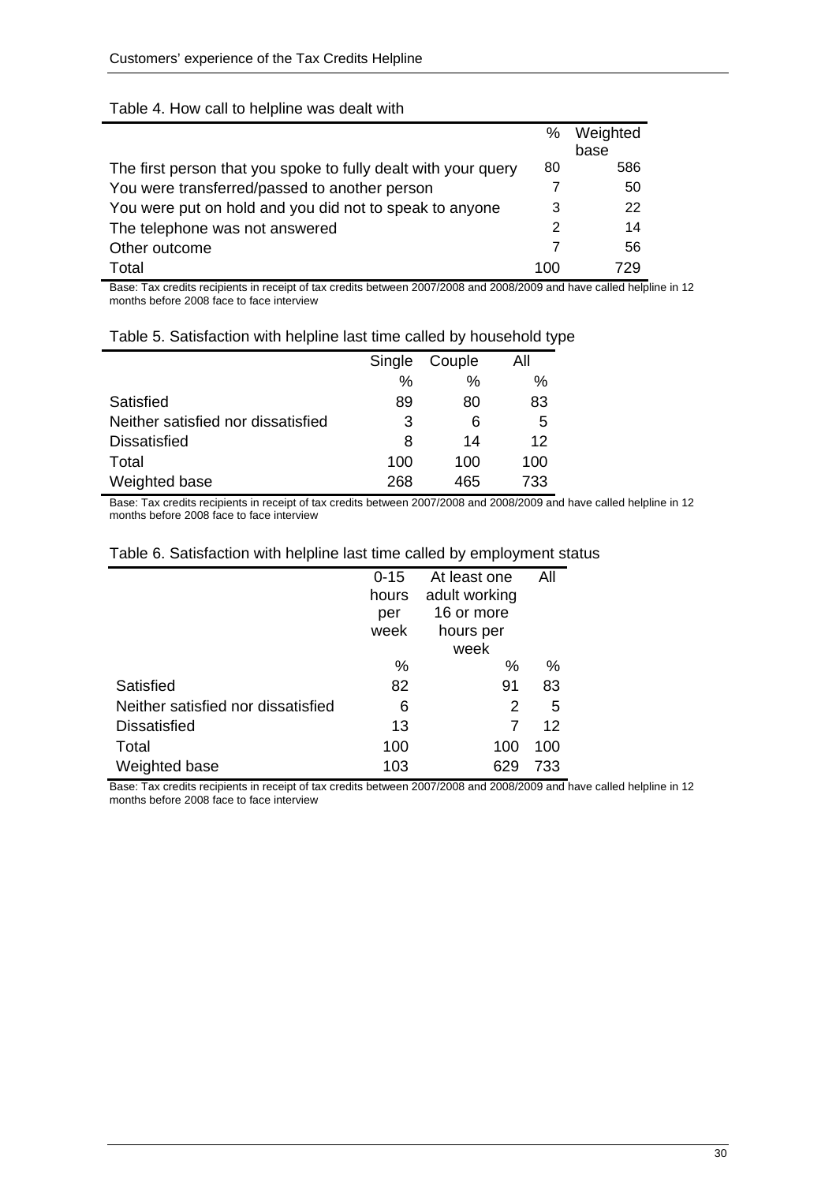Table 4. How call to helpline was dealt with

| | % | Weighted base |
|---|---|---|
| The first person that you spoke to fully dealt with your query | 80 | 586 |
| You were transferred/passed to another person | 7 | 50 |
| You were put on hold and you did not to speak to anyone | 3 | 22 |
| The telephone was not answered | 2 | 14 |
| Other outcome | 7 | 56 |
| Total | 100 | 729 |

Base: Tax credits recipients in receipt of tax credits between 2007/2008 and 2008/2009 and have called helpline in 12 months before 2008 face to face interview

Table 5. Satisfaction with helpline last time called by household type

| | Single | Couple | All |
|---|---|---|---|
| | % | % | % |
| Satisfied | 89 | 80 | 83 |
| Neither satisfied nor dissatisfied | 3 | 6 | 5 |
| Dissatisfied | 8 | 14 | 12 |
| Total | 100 | 100 | 100 |
| Weighted base | 268 | 465 | 733 |

Base: Tax credits recipients in receipt of tax credits between 2007/2008 and 2008/2009 and have called helpline in 12 months before 2008 face to face interview

Table 6. Satisfaction with helpline last time called by employment status

| | 0-15 hours per week | At least one adult working 16 or more hours per week | All |
|---|---|---|---|
| | % | % | % |
| Satisfied | 82 | 91 | 83 |
| Neither satisfied nor dissatisfied | 6 | 2 | 5 |
| Dissatisfied | 13 | 7 | 12 |
| Total | 100 | 100 | 100 |
| Weighted base | 103 | 629 | 733 |

Base: Tax credits recipients in receipt of tax credits between 2007/2008 and 2008/2009 and have called helpline in 12 months before 2008 face to face interview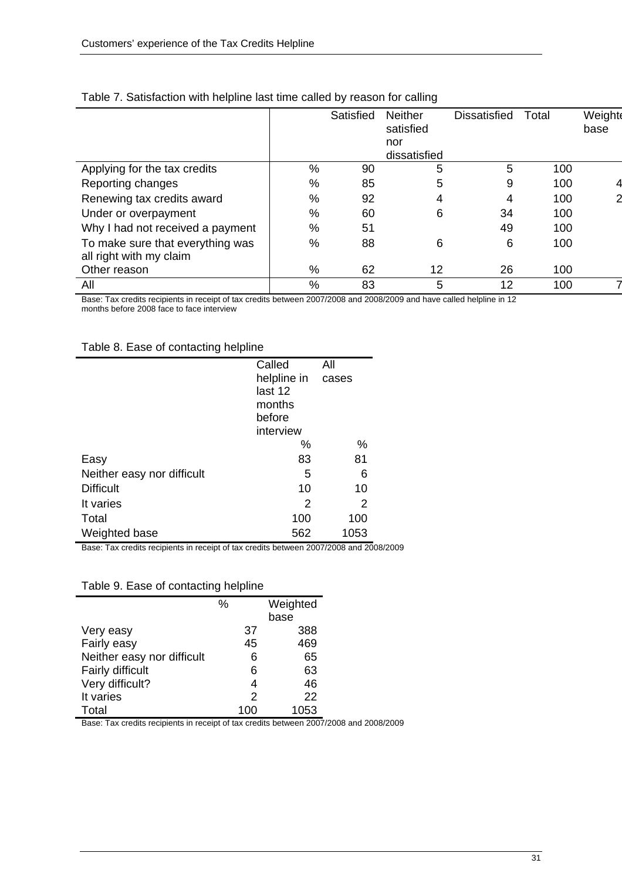Table 7. Satisfaction with helpline last time called by reason for calling

| | | Satisfied | Neither satisfied nor dissatisfied | Dissatisfied | Total | Weighted base |
|---|---|---|---|---|---|---|
| Applying for the tax credits | % | 90 | 5 | 5 | 100 | |
| Reporting changes | % | 85 | 5 | 9 | 100 | 4 |
| Renewing tax credits award | % | 92 | 4 | 4 | 100 | 2 |
| Under or overpayment | % | 60 | 6 | 34 | 100 | |
| Why I had not received a payment | % | 51 | | 49 | 100 | |
| To make sure that everything was all right with my claim | % | 88 | 6 | 6 | 100 | |
| Other reason | % | 62 | 12 | 26 | 100 | |
| All | % | 83 | 5 | 12 | 100 | 7 |

Base: Tax credits recipients in receipt of tax credits between 2007/2008 and 2008/2009 and have called helpline in 12 months before 2008 face to face interview

Table 8. Ease of contacting helpline

| | Called helpline in last 12 months before interview | All cases |
|---|---|---|
| | % | % |
| Easy | 83 | 81 |
| Neither easy nor difficult | 5 | 6 |
| Difficult | 10 | 10 |
| It varies | 2 | 2 |
| Total | 100 | 100 |
| Weighted base | 562 | 1053 |

Base: Tax credits recipients in receipt of tax credits between 2007/2008 and 2008/2009

Table 9. Ease of contacting helpline

| | % | Weighted base |
|---|---|---|
| Very easy | 37 | 388 |
| Fairly easy | 45 | 469 |
| Neither easy nor difficult | 6 | 65 |
| Fairly difficult | 6 | 63 |
| Very difficult? | 4 | 46 |
| It varies | 2 | 22 |
| Total | 100 | 1053 |

Base: Tax credits recipients in receipt of tax credits between 2007/2008 and 2008/2009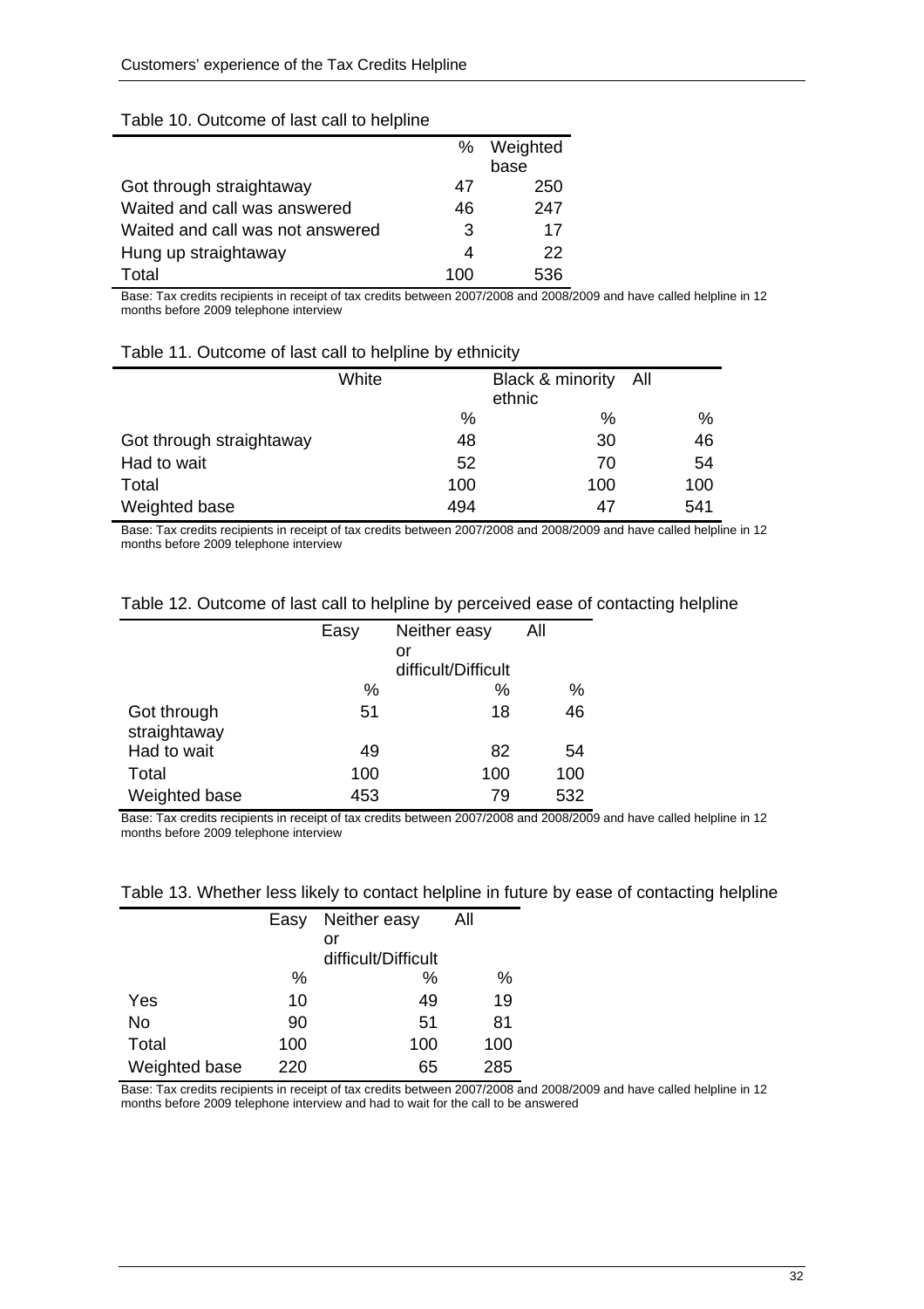Table 10. Outcome of last call to helpline

| | % | Weighted base |
|---|---|---|
| Got through straightaway | 47 | 250 |
| Waited and call was answered | 46 | 247 |
| Waited and call was not answered | 3 | 17 |
| Hung up straightaway | 4 | 22 |
| Total | 100 | 536 |

Base: Tax credits recipients in receipt of tax credits between 2007/2008 and 2008/2009 and have called helpline in 12 months before 2009 telephone interview

Table 11. Outcome of last call to helpline by ethnicity

| | White | Black & minority ethnic | All |
|---|---|---|---|
| | % | % | % |
| Got through straightaway | 48 | 30 | 46 |
| Had to wait | 52 | 70 | 54 |
| Total | 100 | 100 | 100 |
| Weighted base | 494 | 47 | 541 |

Base: Tax credits recipients in receipt of tax credits between 2007/2008 and 2008/2009 and have called helpline in 12 months before 2009 telephone interview

Table 12. Outcome of last call to helpline by perceived ease of contacting helpline

| | Easy | Neither easy or difficult/Difficult | All |
|---|---|---|---|
| | % | % | % |
| Got through straightaway | 51 | 18 | 46 |
| Had to wait | 49 | 82 | 54 |
| Total | 100 | 100 | 100 |
| Weighted base | 453 | 79 | 532 |

Base: Tax credits recipients in receipt of tax credits between 2007/2008 and 2008/2009 and have called helpline in 12 months before 2009 telephone interview

Table 13. Whether less likely to contact helpline in future by ease of contacting helpline

| | Easy | Neither easy or difficult/Difficult | All |
|---|---|---|---|
| | % | % | % |
| Yes | 10 | 49 | 19 |
| No | 90 | 51 | 81 |
| Total | 100 | 100 | 100 |
| Weighted base | 220 | 65 | 285 |

Base: Tax credits recipients in receipt of tax credits between 2007/2008 and 2008/2009 and have called helpline in 12 months before 2009 telephone interview and had to wait for the call to be answered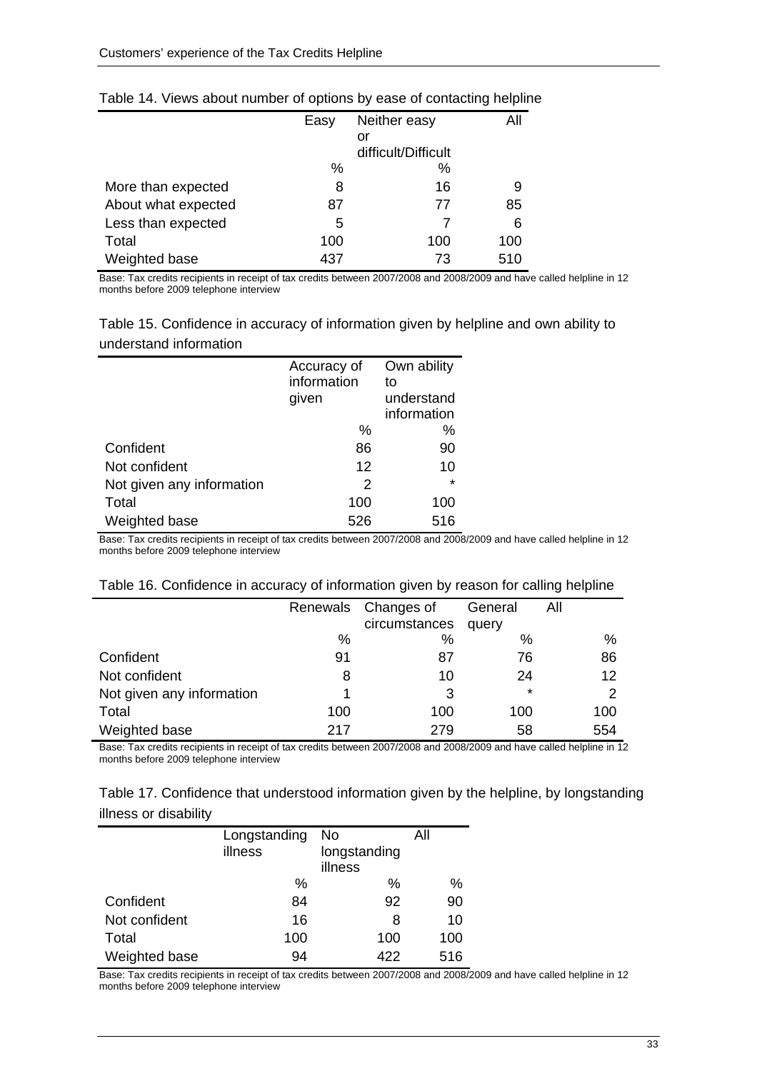Table 14. Views about number of options by ease of contacting helpline

| | Easy | Neither easy or difficult/Difficult | All |
|---|---|---|---|
| | % | % | |
| More than expected | 8 | 16 | 9 |
| About what expected | 87 | 77 | 85 |
| Less than expected | 5 | 7 | 6 |
| Total | 100 | 100 | 100 |
| Weighted base | 437 | 73 | 510 |

Base: Tax credits recipients in receipt of tax credits between 2007/2008 and 2008/2009 and have called helpline in 12 months before 2009 telephone interview

Table 15. Confidence in accuracy of information given by helpline and own ability to understand information

| | Accuracy of information given | Own ability to understand information |
|---|---|---|
| | % | % |
| Confident | 86 | 90 |
| Not confident | 12 | 10 |
| Not given any information | 2 | * |
| Total | 100 | 100 |
| Weighted base | 526 | 516 |

Base: Tax credits recipients in receipt of tax credits between 2007/2008 and 2008/2009 and have called helpline in 12 months before 2009 telephone interview

Table 16. Confidence in accuracy of information given by reason for calling helpline

| | Renewals | Changes of circumstances | General query | All |
|---|---|---|---|---|
| | % | % | % | % |
| Confident | 91 | 87 | 76 | 86 |
| Not confident | 8 | 10 | 24 | 12 |
| Not given any information | 1 | 3 | * | 2 |
| Total | 100 | 100 | 100 | 100 |
| Weighted base | 217 | 279 | 58 | 554 |

Base: Tax credits recipients in receipt of tax credits between 2007/2008 and 2008/2009 and have called helpline in 12 months before 2009 telephone interview

Table 17. Confidence that understood information given by the helpline, by longstanding illness or disability

| | Longstanding illness | No longstanding illness | All |
|---|---|---|---|
| | % | % | % |
| Confident | 84 | 92 | 90 |
| Not confident | 16 | 8 | 10 |
| Total | 100 | 100 | 100 |
| Weighted base | 94 | 422 | 516 |

Base: Tax credits recipients in receipt of tax credits between 2007/2008 and 2008/2009 and have called helpline in 12 months before 2009 telephone interview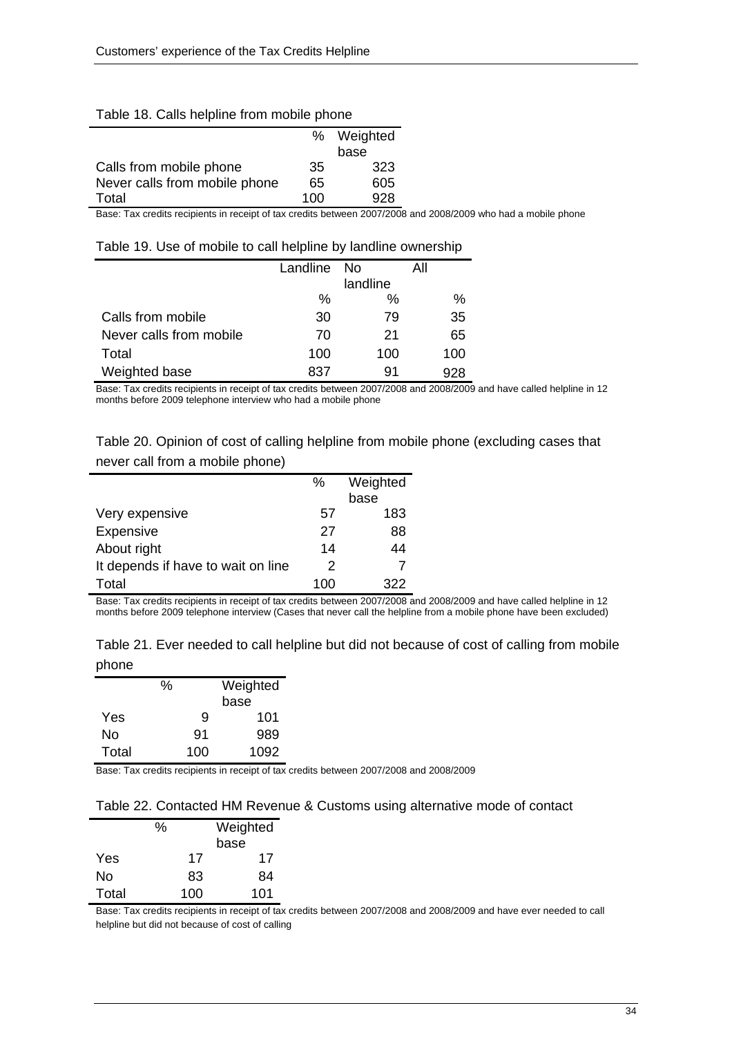Table 18. Calls helpline from mobile phone

| | % | Weighted base |
|---|---|---|
| Calls from mobile phone | 35 | 323 |
| Never calls from mobile phone | 65 | 605 |
| Total | 100 | 928 |

Base: Tax credits recipients in receipt of tax credits between 2007/2008 and 2008/2009 who had a mobile phone

Table 19. Use of mobile to call helpline by landline ownership

| | Landline | No landline | All |
|---|---|---|---|
| | % | % | % |
| Calls from mobile | 30 | 79 | 35 |
| Never calls from mobile | 70 | 21 | 65 |
| Total | 100 | 100 | 100 |
| Weighted base | 837 | 91 | 928 |

Base: Tax credits recipients in receipt of tax credits between 2007/2008 and 2008/2009 and have called helpline in 12 months before 2009 telephone interview who had a mobile phone

Table 20. Opinion of cost of calling helpline from mobile phone (excluding cases that never call from a mobile phone)

| | % | Weighted base |
|---|---|---|
| Very expensive | 57 | 183 |
| Expensive | 27 | 88 |
| About right | 14 | 44 |
| It depends if have to wait on line | 2 | 7 |
| Total | 100 | 322 |

Base: Tax credits recipients in receipt of tax credits between 2007/2008 and 2008/2009 and have called helpline in 12 months before 2009 telephone interview (Cases that never call the helpline from a mobile phone have been excluded)

Table 21. Ever needed to call helpline but did not because of cost of calling from mobile phone

| | % | Weighted base |
|---|---|---|
| Yes | 9 | 101 |
| No | 91 | 989 |
| Total | 100 | 1092 |

Base: Tax credits recipients in receipt of tax credits between 2007/2008 and 2008/2009

Table 22. Contacted HM Revenue & Customs using alternative mode of contact

| | % | Weighted base |
|---|---|---|
| Yes | 17 | 17 |
| No | 83 | 84 |
| Total | 100 | 101 |

Base: Tax credits recipients in receipt of tax credits between 2007/2008 and 2008/2009 and have ever needed to call helpline but did not because of cost of calling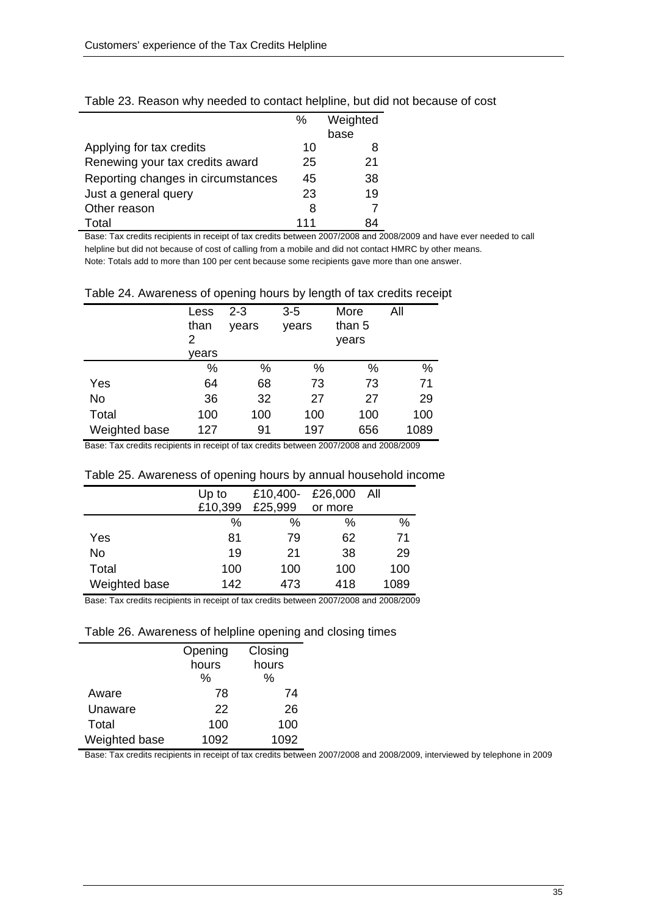Table 23. Reason why needed to contact helpline, but did not because of cost

| | % | Weighted base |
|---|---|---|
| Applying for tax credits | 10 | 8 |
| Renewing your tax credits award | 25 | 21 |
| Reporting changes in circumstances | 45 | 38 |
| Just a general query | 23 | 19 |
| Other reason | 8 | 7 |
| Total | 111 | 84 |

Base: Tax credits recipients in receipt of tax credits between 2007/2008 and 2008/2009 and have ever needed to call helpline but did not because of cost of calling from a mobile and did not contact HMRC by other means.
Note: Totals add to more than 100 per cent because some recipients gave more than one answer.

Table 24. Awareness of opening hours by length of tax credits receipt

| | Less than 2 years | 2-3 years | 3-5 years | More than 5 years | All |
|---|---|---|---|---|---|
| | % | % | % | % | % |
| Yes | 64 | 68 | 73 | 73 | 71 |
| No | 36 | 32 | 27 | 27 | 29 |
| Total | 100 | 100 | 100 | 100 | 100 |
| Weighted base | 127 | 91 | 197 | 656 | 1089 |

Base: Tax credits recipients in receipt of tax credits between 2007/2008 and 2008/2009

Table 25. Awareness of opening hours by annual household income

| | Up to £10,399 | £10,400-£25,999 | £26,000 or more | All |
|---|---|---|---|---|
| | % | % | % | % |
| Yes | 81 | 79 | 62 | 71 |
| No | 19 | 21 | 38 | 29 |
| Total | 100 | 100 | 100 | 100 |
| Weighted base | 142 | 473 | 418 | 1089 |

Base: Tax credits recipients in receipt of tax credits between 2007/2008 and 2008/2009

Table 26. Awareness of helpline opening and closing times

| | Opening hours | Closing hours |
|---|---|---|
| | % | % |
| Aware | 78 | 74 |
| Unaware | 22 | 26 |
| Total | 100 | 100 |
| Weighted base | 1092 | 1092 |

Base: Tax credits recipients in receipt of tax credits between 2007/2008 and 2008/2009, interviewed by telephone in 2009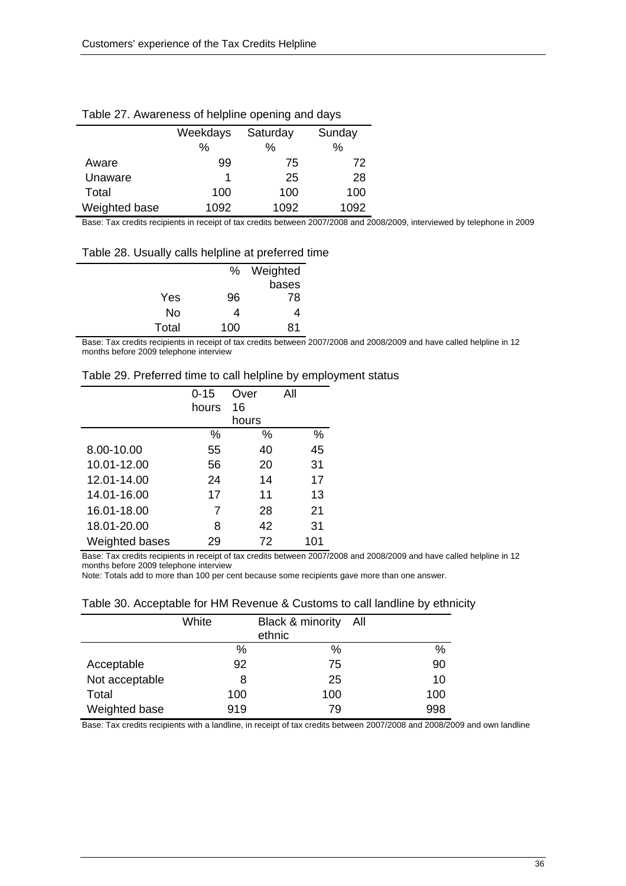Table 27. Awareness of helpline opening and days

| | Weekdays | Saturday | Sunday |
|---|---|---|---|
| | % | % | % |
| Aware | 99 | 75 | 72 |
| Unaware | 1 | 25 | 28 |
| Total | 100 | 100 | 100 |
| Weighted base | 1092 | 1092 | 1092 |

Base: Tax credits recipients in receipt of tax credits between 2007/2008 and 2008/2009, interviewed by telephone in 2009

Table 28. Usually calls helpline at preferred time

| | % | Weighted bases |
|---|---|---|
| Yes | 96 | 78 |
| No | 4 | 4 |
| Total | 100 | 81 |

Base: Tax credits recipients in receipt of tax credits between 2007/2008 and 2008/2009 and have called helpline in 12 months before 2009 telephone interview

Table 29. Preferred time to call helpline by employment status

| | 0-15 hours | Over 16 hours | All |
|---|---|---|---|
| | % | % | % |
| 8.00-10.00 | 55 | 40 | 45 |
| 10.01-12.00 | 56 | 20 | 31 |
| 12.01-14.00 | 24 | 14 | 17 |
| 14.01-16.00 | 17 | 11 | 13 |
| 16.01-18.00 | 7 | 28 | 21 |
| 18.01-20.00 | 8 | 42 | 31 |
| Weighted bases | 29 | 72 | 101 |

Base: Tax credits recipients in receipt of tax credits between 2007/2008 and 2008/2009 and have called helpline in 12 months before 2009 telephone interview

Note: Totals add to more than 100 per cent because some recipients gave more than one answer.

Table 30. Acceptable for HM Revenue & Customs to call landline by ethnicity

| | White | Black & minority ethnic | All |
|---|---|---|---|
| | % | % | % |
| Acceptable | 92 | 75 | 90 |
| Not acceptable | 8 | 25 | 10 |
| Total | 100 | 100 | 100 |
| Weighted base | 919 | 79 | 998 |

Base: Tax credits recipients with a landline, in receipt of tax credits between 2007/2008 and 2008/2009 and own landline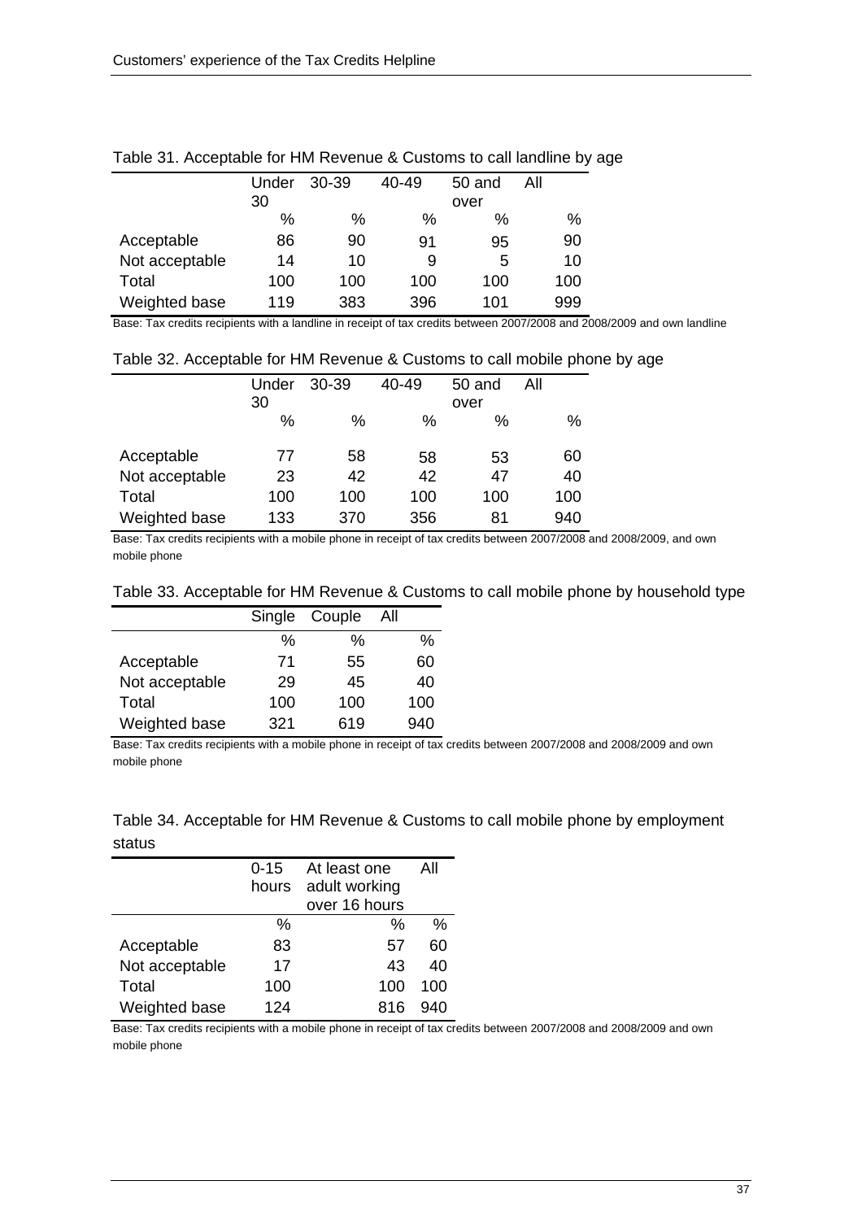Table 31. Acceptable for HM Revenue & Customs to call landline by age

| | Under 30 | 30-39 | 40-49 | 50 and over | All |
|---|---|---|---|---|---|
| | % | % | % | % | % |
| Acceptable | 86 | 90 | 91 | 95 | 90 |
| Not acceptable | 14 | 10 | 9 | 5 | 10 |
| Total | 100 | 100 | 100 | 100 | 100 |
| Weighted base | 119 | 383 | 396 | 101 | 999 |

Base: Tax credits recipients with a landline in receipt of tax credits between 2007/2008 and 2008/2009 and own landline

Table 32. Acceptable for HM Revenue & Customs to call mobile phone by age

| | Under 30 | 30-39 | 40-49 | 50 and over | All |
|---|---|---|---|---|---|
| | % | % | % | % | % |
| Acceptable | 77 | 58 | 58 | 53 | 60 |
| Not acceptable | 23 | 42 | 42 | 47 | 40 |
| Total | 100 | 100 | 100 | 100 | 100 |
| Weighted base | 133 | 370 | 356 | 81 | 940 |

Base: Tax credits recipients with a mobile phone in receipt of tax credits between 2007/2008 and 2008/2009, and own mobile phone

Table 33. Acceptable for HM Revenue & Customs to call mobile phone by household type

| | Single | Couple | All |
|---|---|---|---|
| | % | % | % |
| Acceptable | 71 | 55 | 60 |
| Not acceptable | 29 | 45 | 40 |
| Total | 100 | 100 | 100 |
| Weighted base | 321 | 619 | 940 |

Base: Tax credits recipients with a mobile phone in receipt of tax credits between 2007/2008 and 2008/2009 and own mobile phone

Table 34. Acceptable for HM Revenue & Customs to call mobile phone by employment status

| | 0-15 hours | At least one adult working over 16 hours | All |
|---|---|---|---|
| | % | % | % |
| Acceptable | 83 | 57 | 60 |
| Not acceptable | 17 | 43 | 40 |
| Total | 100 | 100 | 100 |
| Weighted base | 124 | 816 | 940 |

Base: Tax credits recipients with a mobile phone in receipt of tax credits between 2007/2008 and 2008/2009 and own mobile phone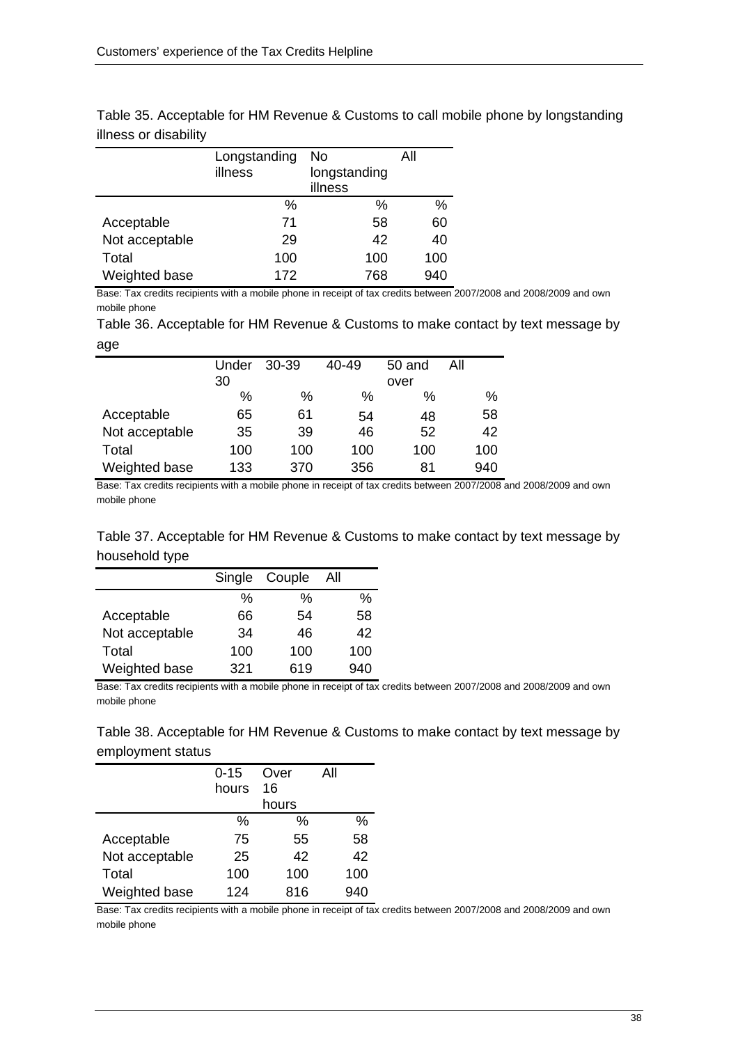Table 35. Acceptable for HM Revenue & Customs to call mobile phone by longstanding illness or disability

| | Longstanding illness | No longstanding illness | All |
|---|---|---|---|
| | % | % | % |
| Acceptable | 71 | 58 | 60 |
| Not acceptable | 29 | 42 | 40 |
| Total | 100 | 100 | 100 |
| Weighted base | 172 | 768 | 940 |

Base: Tax credits recipients with a mobile phone in receipt of tax credits between 2007/2008 and 2008/2009 and own mobile phone

Table 36. Acceptable for HM Revenue & Customs to make contact by text message by age

| | Under 30 | 30-39 | 40-49 | 50 and over | All |
|---|---|---|---|---|---|
| | % | % | % | % | % |
| Acceptable | 65 | 61 | 54 | 48 | 58 |
| Not acceptable | 35 | 39 | 46 | 52 | 42 |
| Total | 100 | 100 | 100 | 100 | 100 |
| Weighted base | 133 | 370 | 356 | 81 | 940 |

Base: Tax credits recipients with a mobile phone in receipt of tax credits between 2007/2008 and 2008/2009 and own mobile phone

Table 37. Acceptable for HM Revenue & Customs to make contact by text message by household type

| | Single | Couple | All |
|---|---|---|---|
| | % | % | % |
| Acceptable | 66 | 54 | 58 |
| Not acceptable | 34 | 46 | 42 |
| Total | 100 | 100 | 100 |
| Weighted base | 321 | 619 | 940 |

Base: Tax credits recipients with a mobile phone in receipt of tax credits between 2007/2008 and 2008/2009 and own mobile phone

Table 38. Acceptable for HM Revenue & Customs to make contact by text message by employment status

| | 0-15 hours | Over 16 hours | All |
|---|---|---|---|
| | % | % | % |
| Acceptable | 75 | 55 | 58 |
| Not acceptable | 25 | 42 | 42 |
| Total | 100 | 100 | 100 |
| Weighted base | 124 | 816 | 940 |

Base: Tax credits recipients with a mobile phone in receipt of tax credits between 2007/2008 and 2008/2009 and own mobile phone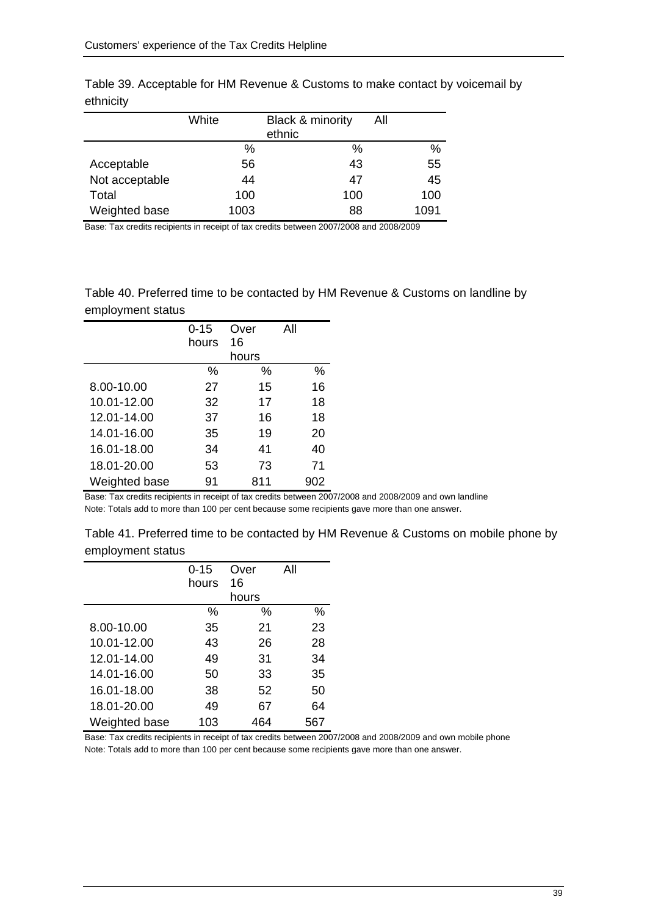Table 39. Acceptable for HM Revenue & Customs to make contact by voicemail by ethnicity

| | White | Black & minority ethnic | All |
|---|---|---|---|
| | % | % | % |
| Acceptable | 56 | 43 | 55 |
| Not acceptable | 44 | 47 | 45 |
| Total | 100 | 100 | 100 |
| Weighted base | 1003 | 88 | 1091 |

Base: Tax credits recipients in receipt of tax credits between 2007/2008 and 2008/2009

Table 40. Preferred time to be contacted by HM Revenue & Customs on landline by employment status

| | 0-15 hours | Over 16 hours | All |
|---|---|---|---|
| | % | % | % |
| 8.00-10.00 | 27 | 15 | 16 |
| 10.01-12.00 | 32 | 17 | 18 |
| 12.01-14.00 | 37 | 16 | 18 |
| 14.01-16.00 | 35 | 19 | 20 |
| 16.01-18.00 | 34 | 41 | 40 |
| 18.01-20.00 | 53 | 73 | 71 |
| Weighted base | 91 | 811 | 902 |

Base: Tax credits recipients in receipt of tax credits between 2007/2008 and 2008/2009 and own landline
Note: Totals add to more than 100 per cent because some recipients gave more than one answer.

Table 41. Preferred time to be contacted by HM Revenue & Customs on mobile phone by employment status

| | 0-15 hours | Over 16 hours | All |
|---|---|---|---|
| | % | % | % |
| 8.00-10.00 | 35 | 21 | 23 |
| 10.01-12.00 | 43 | 26 | 28 |
| 12.01-14.00 | 49 | 31 | 34 |
| 14.01-16.00 | 50 | 33 | 35 |
| 16.01-18.00 | 38 | 52 | 50 |
| 18.01-20.00 | 49 | 67 | 64 |
| Weighted base | 103 | 464 | 567 |

Base: Tax credits recipients in receipt of tax credits between 2007/2008 and 2008/2009 and own mobile phone
Note: Totals add to more than 100 per cent because some recipients gave more than one answer.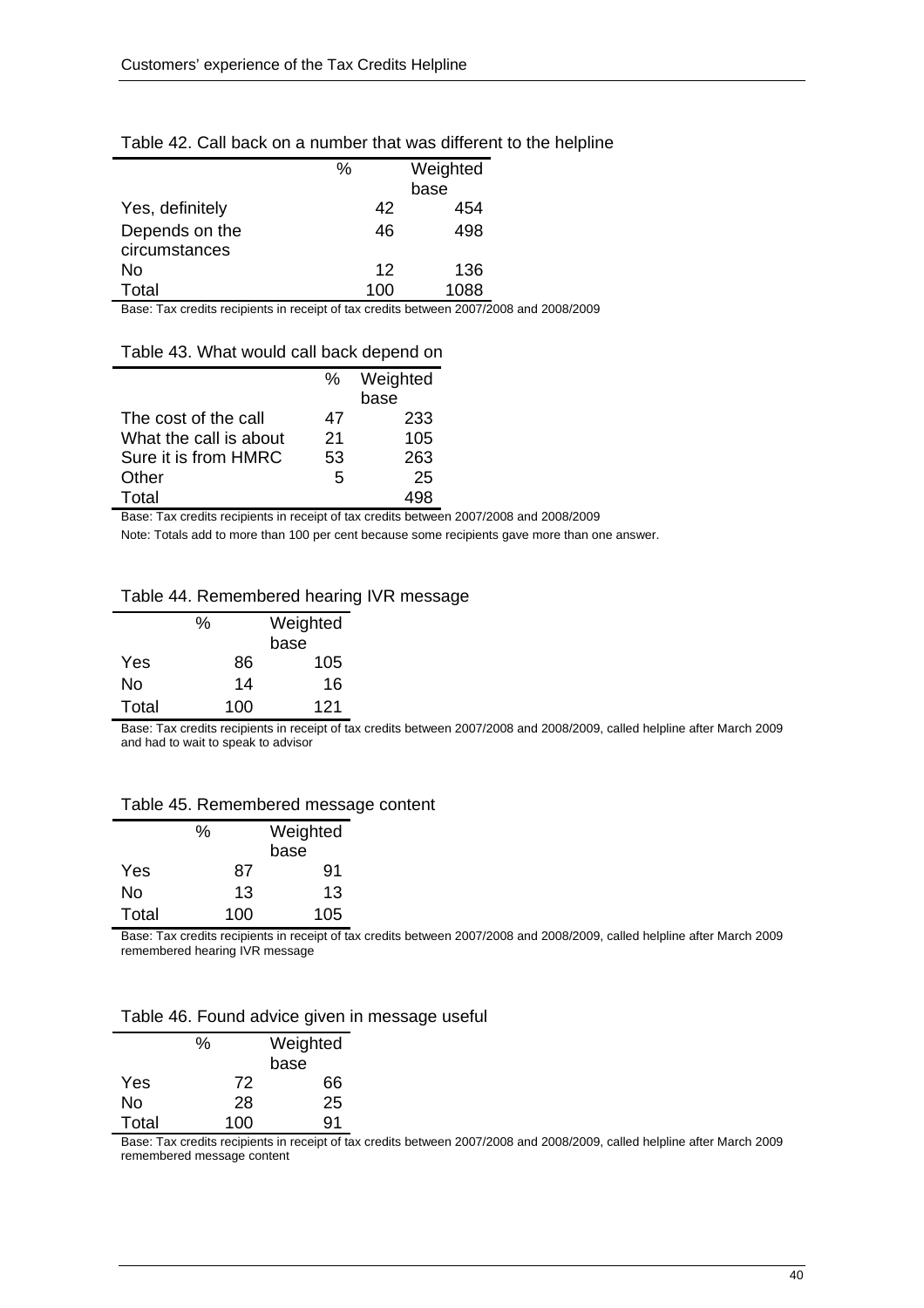Table 42. Call back on a number that was different to the helpline

| | % | Weighted base |
|---|---|---|
| Yes, definitely | 42 | 454 |
| Depends on the circumstances | 46 | 498 |
| No | 12 | 136 |
| Total | 100 | 1088 |

Base: Tax credits recipients in receipt of tax credits between 2007/2008 and 2008/2009

Table 43. What would call back depend on

| | % | Weighted base |
|---|---|---|
| The cost of the call | 47 | 233 |
| What the call is about | 21 | 105 |
| Sure it is from HMRC | 53 | 263 |
| Other | 5 | 25 |
| Total | | 498 |

Base: Tax credits recipients in receipt of tax credits between 2007/2008 and 2008/2009

Note: Totals add to more than 100 per cent because some recipients gave more than one answer.

Table 44. Remembered hearing IVR message

| | % | Weighted base |
|---|---|---|
| Yes | 86 | 105 |
| No | 14 | 16 |
| Total | 100 | 121 |

Base: Tax credits recipients in receipt of tax credits between 2007/2008 and 2008/2009, called helpline after March 2009 and had to wait to speak to advisor

Table 45. Remembered message content

| | % | Weighted base |
|---|---|---|
| Yes | 87 | 91 |
| No | 13 | 13 |
| Total | 100 | 105 |

Base: Tax credits recipients in receipt of tax credits between 2007/2008 and 2008/2009, called helpline after March 2009 remembered hearing IVR message

Table 46. Found advice given in message useful

| | % | Weighted base |
|---|---|---|
| Yes | 72 | 66 |
| No | 28 | 25 |
| Total | 100 | 91 |

Base: Tax credits recipients in receipt of tax credits between 2007/2008 and 2008/2009, called helpline after March 2009 remembered message content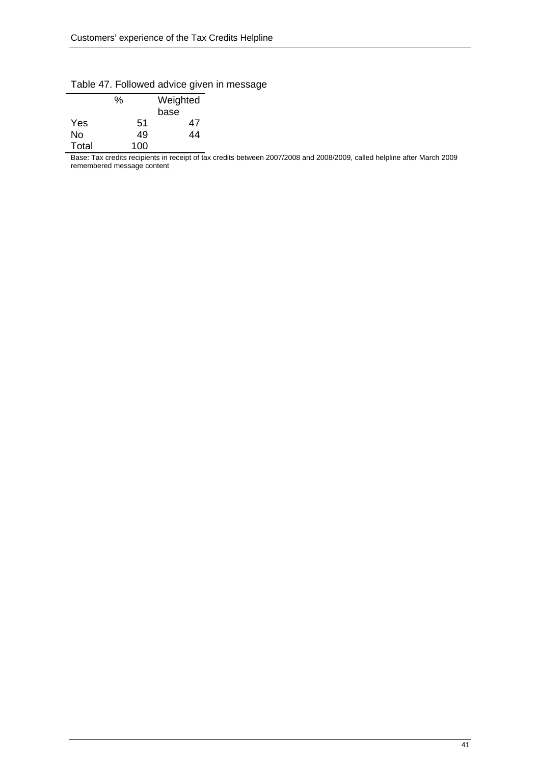Table 47. Followed advice given in message

| | % | Weighted base |
|---|---|---|
| Yes | 51 | 47 |
| No | 49 | 44 |
| Total | 100 | |

Base: Tax credits recipients in receipt of tax credits between 2007/2008 and 2008/2009, called helpline after March 2009 remembered message content